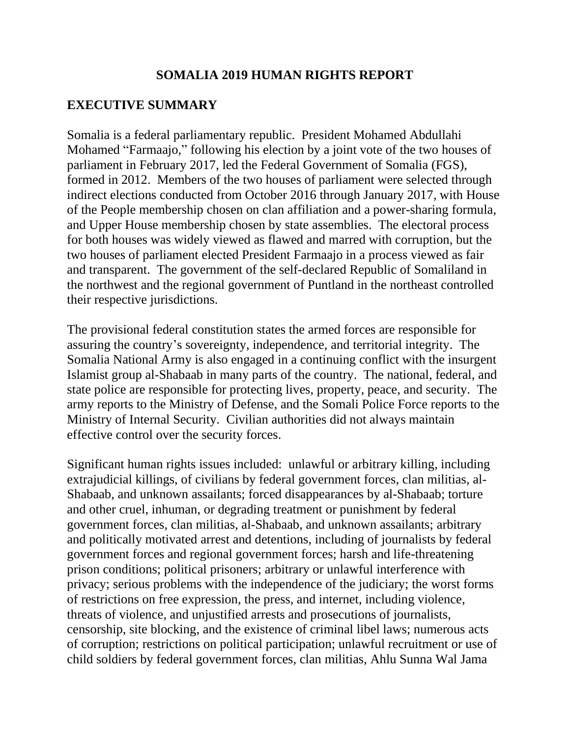# SOMALIA 2019 HUMAN RIGHTS REPORT

## EXECUTIVE SUMMARY

Somalia is a federal parliamentary republic. President Mohamed Abdullahi Mohamed "Farmaajo," following his election by a joint vote of the two houses of parliament in February 2017, led the Federal Government of Somalia (FGS), formed in 2012. Members of the two houses of parliament were selected through indirect elections conducted from October 2016 through January 2017, with House of the People membership chosen on clan affiliation and a power-sharing formula, and Upper House membership chosen by state assemblies. The electoral process for both houses was widely viewed as flawed and marred with corruption, but the two houses of parliament elected President Farmaajo in a process viewed as fair and transparent. The government of the self-declared Republic of Somaliland in the northwest and the regional government of Puntland in the northeast controlled their respective jurisdictions.

The provisional federal constitution states the armed forces are responsible for assuring the country's sovereignty, independence, and territorial integrity. The Somalia National Army is also engaged in a continuing conflict with the insurgent Islamist group al-Shabaab in many parts of the country. The national, federal, and state police are responsible for protecting lives, property, peace, and security. The army reports to the Ministry of Defense, and the Somali Police Force reports to the Ministry of Internal Security. Civilian authorities did not always maintain effective control over the security forces.

Significant human rights issues included: unlawful or arbitrary killing, including extrajudicial killings, of civilians by federal government forces, clan militias, al-Shabaab, and unknown assailants; forced disappearances by al-Shabaab; torture and other cruel, inhuman, or degrading treatment or punishment by federal government forces, clan militias, al-Shabaab, and unknown assailants; arbitrary and politically motivated arrest and detentions, including of journalists by federal government forces and regional government forces; harsh and life-threatening prison conditions; political prisoners; arbitrary or unlawful interference with privacy; serious problems with the independence of the judiciary; the worst forms of restrictions on free expression, the press, and internet, including violence, threats of violence, and unjustified arrests and prosecutions of journalists, censorship, site blocking, and the existence of criminal libel laws; numerous acts of corruption; restrictions on political participation; unlawful recruitment or use of child soldiers by federal government forces, clan militias, Ahlu Sunna Wal Jama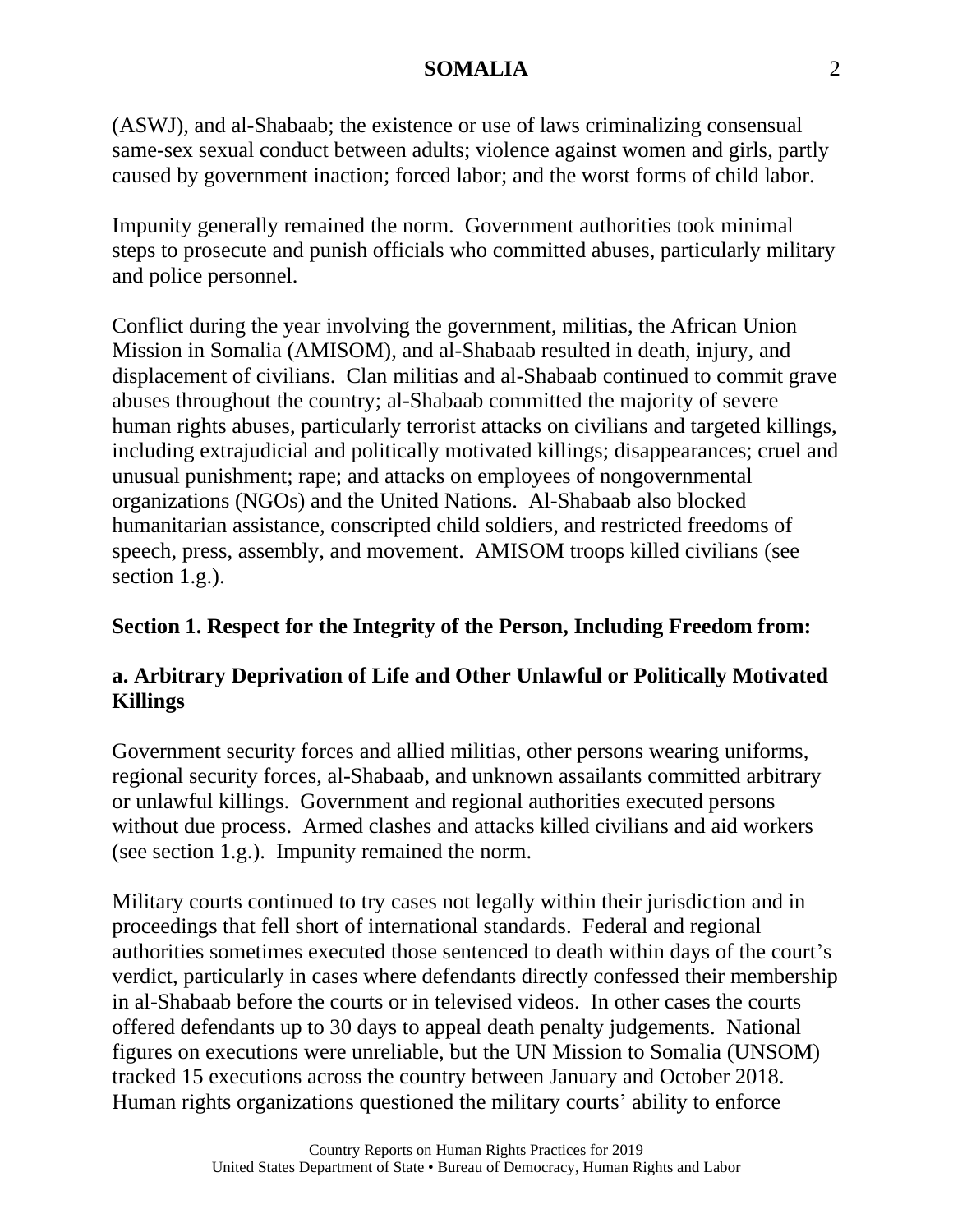(ASWJ), and al-Shabaab; the existence or use of laws criminalizing consensual same-sex sexual conduct between adults; violence against women and girls, partly caused by government inaction; forced labor; and the worst forms of child labor.

Impunity generally remained the norm. Government authorities took minimal steps to prosecute and punish officials who committed abuses, particularly military and police personnel.

Conflict during the year involving the government, militias, the African Union Mission in Somalia (AMISOM), and al-Shabaab resulted in death, injury, and displacement of civilians. Clan militias and al-Shabaab continued to commit grave abuses throughout the country; al-Shabaab committed the majority of severe human rights abuses, particularly terrorist attacks on civilians and targeted killings, including extrajudicial and politically motivated killings; disappearances; cruel and unusual punishment; rape; and attacks on employees of nongovernmental organizations (NGOs) and the United Nations. Al-Shabaab also blocked humanitarian assistance, conscripted child soldiers, and restricted freedoms of speech, press, assembly, and movement. AMISOM troops killed civilians (see section 1.g.).

## Section 1. Respect for the Integrity of the Person, Including Freedom from:

### a. Arbitrary Deprivation of Life and Other Unlawful or Politically Motivated Killings

Government security forces and allied militias, other persons wearing uniforms, regional security forces, al-Shabaab, and unknown assailants committed arbitrary or unlawful killings. Government and regional authorities executed persons without due process. Armed clashes and attacks killed civilians and aid workers (see section 1.g.). Impunity remained the norm.

Military courts continued to try cases not legally within their jurisdiction and in proceedings that fell short of international standards. Federal and regional authorities sometimes executed those sentenced to death within days of the court's verdict, particularly in cases where defendants directly confessed their membership in al-Shabaab before the courts or in televised videos. In other cases the courts offered defendants up to 30 days to appeal death penalty judgements. National figures on executions were unreliable, but the UN Mission to Somalia (UNSOM) tracked 15 executions across the country between January and October 2018. Human rights organizations questioned the military courts' ability to enforce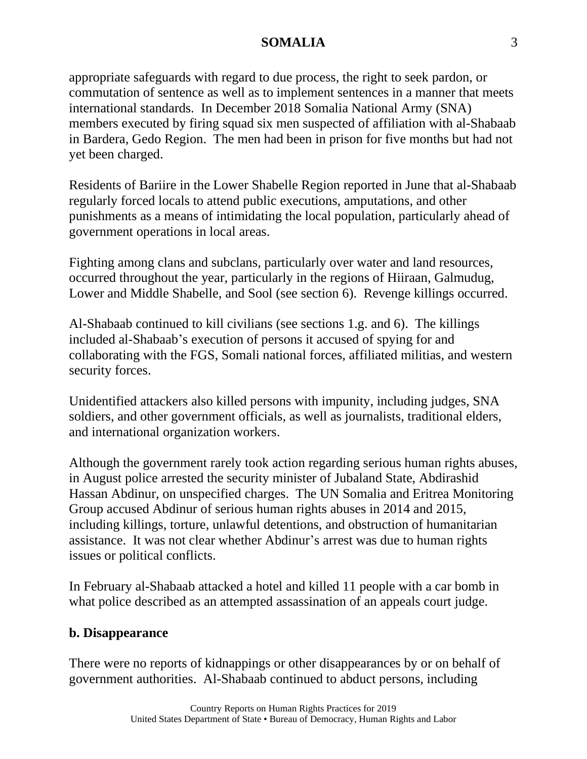appropriate safeguards with regard to due process, the right to seek pardon, or commutation of sentence as well as to implement sentences in a manner that meets international standards. In December 2018 Somalia National Army (SNA) members executed by firing squad six men suspected of affiliation with al-Shabaab in Bardera, Gedo Region. The men had been in prison for five months but had not yet been charged.

Residents of Bariire in the Lower Shabelle Region reported in June that al-Shabaab regularly forced locals to attend public executions, amputations, and other punishments as a means of intimidating the local population, particularly ahead of government operations in local areas.

Fighting among clans and subclans, particularly over water and land resources, occurred throughout the year, particularly in the regions of Hiiraan, Galmudug, Lower and Middle Shabelle, and Sool (see section 6). Revenge killings occurred.

Al-Shabaab continued to kill civilians (see sections 1.g. and 6). The killings included al-Shabaab's execution of persons it accused of spying for and collaborating with the FGS, Somali national forces, affiliated militias, and western security forces.

Unidentified attackers also killed persons with impunity, including judges, SNA soldiers, and other government officials, as well as journalists, traditional elders, and international organization workers.

Although the government rarely took action regarding serious human rights abuses, in August police arrested the security minister of Jubaland State, Abdirashid Hassan Abdinur, on unspecified charges. The UN Somalia and Eritrea Monitoring Group accused Abdinur of serious human rights abuses in 2014 and 2015, including killings, torture, unlawful detentions, and obstruction of humanitarian assistance. It was not clear whether Abdinur's arrest was due to human rights issues or political conflicts.

In February al-Shabaab attacked a hotel and killed 11 people with a car bomb in what police described as an attempted assassination of an appeals court judge.

### b. Disappearance

There were no reports of kidnappings or other disappearances by or on behalf of government authorities. Al-Shabaab continued to abduct persons, including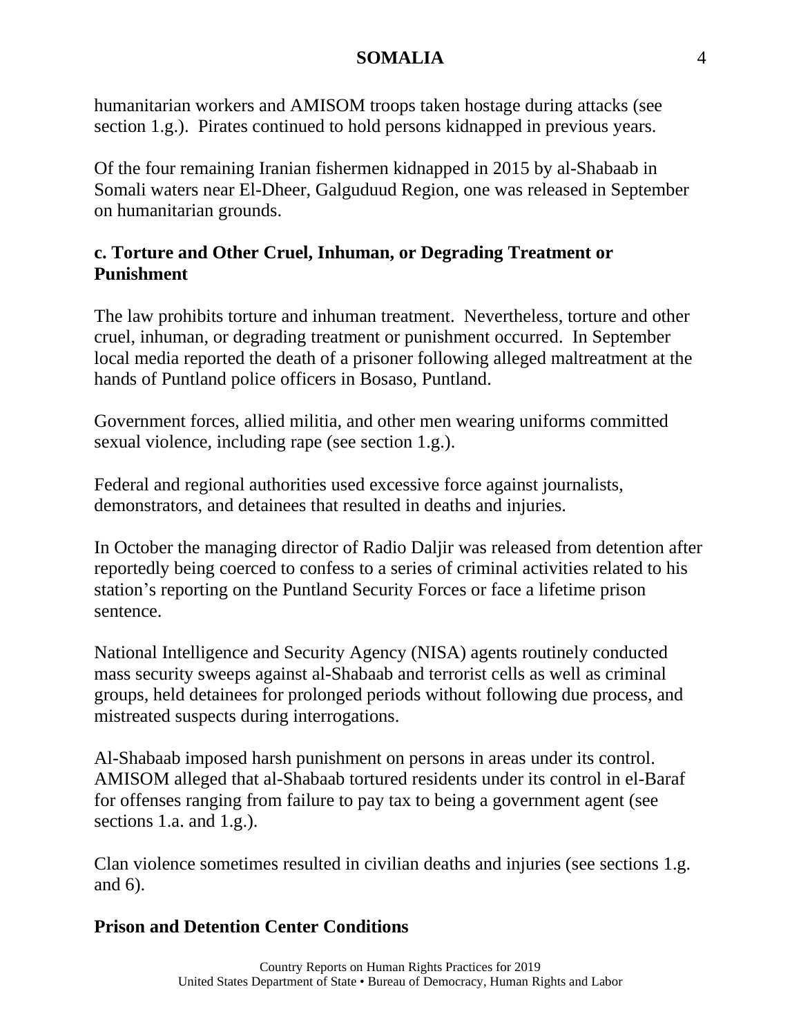humanitarian workers and AMISOM troops taken hostage during attacks (see section 1.g.). Pirates continued to hold persons kidnapped in previous years.

Of the four remaining Iranian fishermen kidnapped in 2015 by al-Shabaab in Somali waters near El-Dheer, Galguduud Region, one was released in September on humanitarian grounds.

### c. Torture and Other Cruel, Inhuman, or Degrading Treatment or Punishment

The law prohibits torture and inhuman treatment. Nevertheless, torture and other cruel, inhuman, or degrading treatment or punishment occurred. In September local media reported the death of a prisoner following alleged maltreatment at the hands of Puntland police officers in Bosaso, Puntland.

Government forces, allied militia, and other men wearing uniforms committed sexual violence, including rape (see section 1.g.).

Federal and regional authorities used excessive force against journalists, demonstrators, and detainees that resulted in deaths and injuries.

In October the managing director of Radio Daljir was released from detention after reportedly being coerced to confess to a series of criminal activities related to his station's reporting on the Puntland Security Forces or face a lifetime prison sentence.

National Intelligence and Security Agency (NISA) agents routinely conducted mass security sweeps against al-Shabaab and terrorist cells as well as criminal groups, held detainees for prolonged periods without following due process, and mistreated suspects during interrogations.

Al-Shabaab imposed harsh punishment on persons in areas under its control. AMISOM alleged that al-Shabaab tortured residents under its control in el-Baraf for offenses ranging from failure to pay tax to being a government agent (see sections 1.a. and 1.g.).

Clan violence sometimes resulted in civilian deaths and injuries (see sections 1.g. and 6).

#### Prison and Detention Center Conditions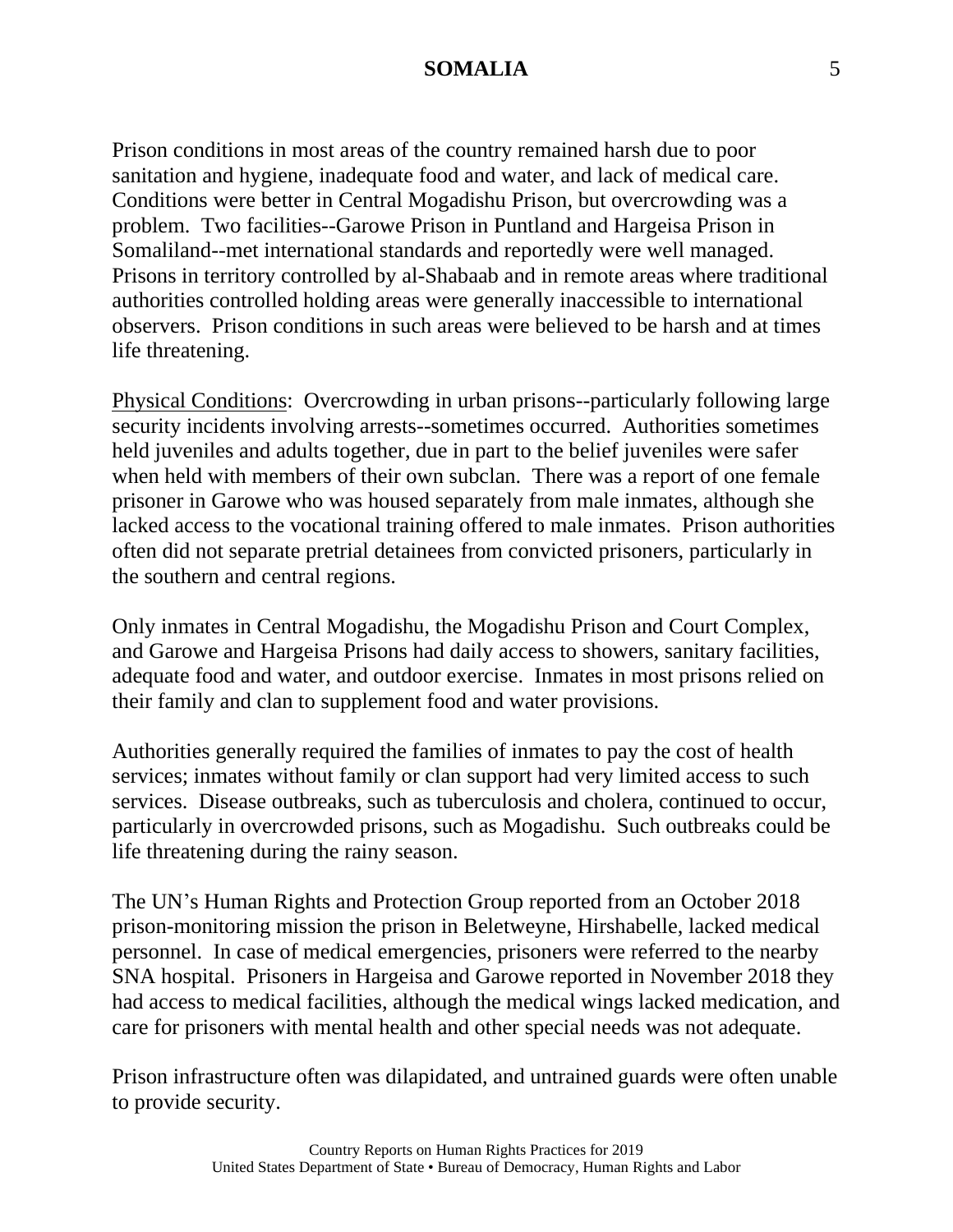Prison conditions in most areas of the country remained harsh due to poor sanitation and hygiene, inadequate food and water, and lack of medical care. Conditions were better in Central Mogadishu Prison, but overcrowding was a problem. Two facilities--Garowe Prison in Puntland and Hargeisa Prison in Somaliland--met international standards and reportedly were well managed. Prisons in territory controlled by al-Shabaab and in remote areas where traditional authorities controlled holding areas were generally inaccessible to international observers. Prison conditions in such areas were believed to be harsh and at times life threatening.

Physical Conditions: Overcrowding in urban prisons--particularly following large security incidents involving arrests--sometimes occurred. Authorities sometimes held juveniles and adults together, due in part to the belief juveniles were safer when held with members of their own subclan. There was a report of one female prisoner in Garowe who was housed separately from male inmates, although she lacked access to the vocational training offered to male inmates. Prison authorities often did not separate pretrial detainees from convicted prisoners, particularly in the southern and central regions.

Only inmates in Central Mogadishu, the Mogadishu Prison and Court Complex, and Garowe and Hargeisa Prisons had daily access to showers, sanitary facilities, adequate food and water, and outdoor exercise. Inmates in most prisons relied on their family and clan to supplement food and water provisions.

Authorities generally required the families of inmates to pay the cost of health services; inmates without family or clan support had very limited access to such services. Disease outbreaks, such as tuberculosis and cholera, continued to occur, particularly in overcrowded prisons, such as Mogadishu. Such outbreaks could be life threatening during the rainy season.

The UN's Human Rights and Protection Group reported from an October 2018 prison-monitoring mission the prison in Beletweyne, Hirshabelle, lacked medical personnel. In case of medical emergencies, prisoners were referred to the nearby SNA hospital. Prisoners in Hargeisa and Garowe reported in November 2018 they had access to medical facilities, although the medical wings lacked medication, and care for prisoners with mental health and other special needs was not adequate.

Prison infrastructure often was dilapidated, and untrained guards were often unable to provide security.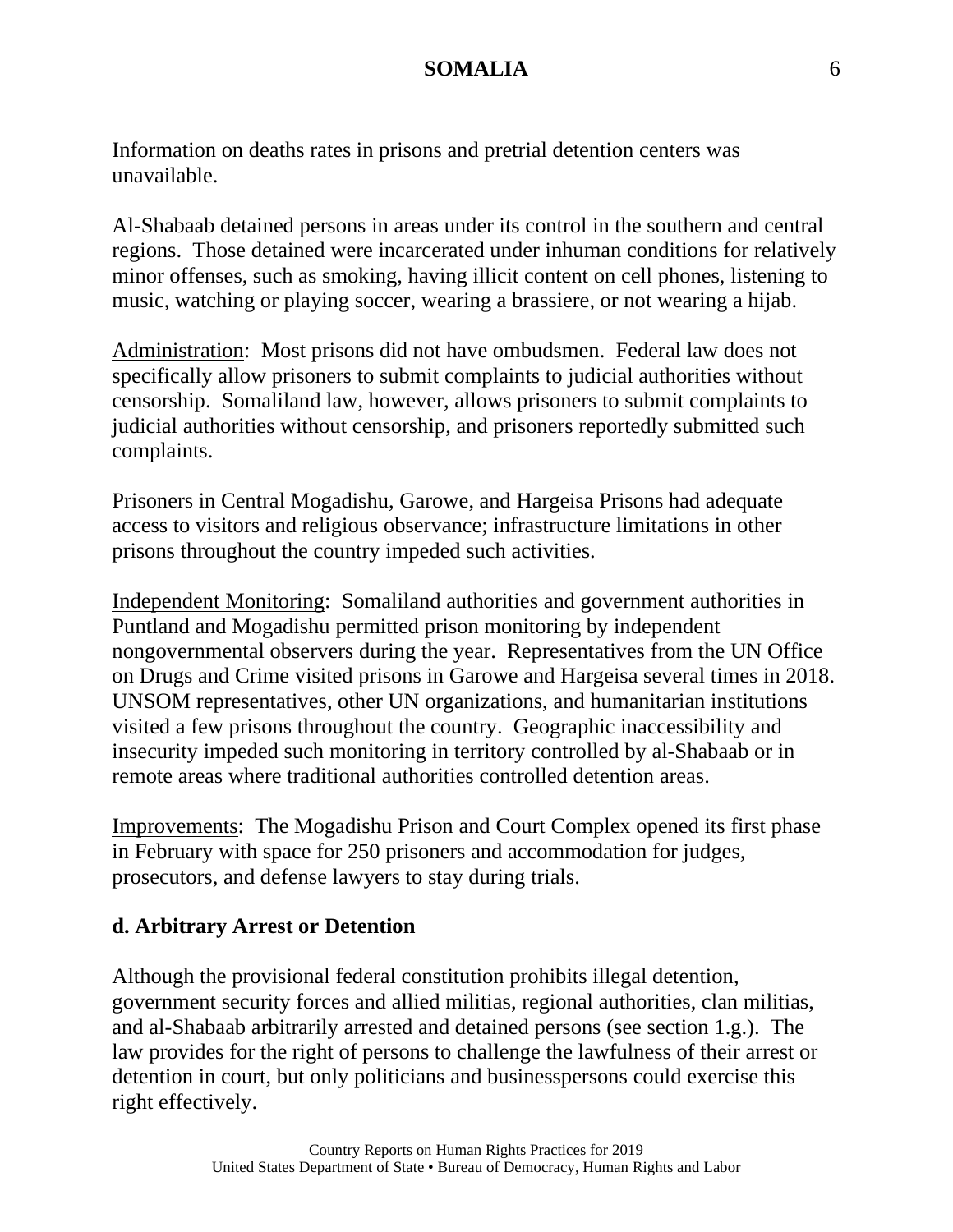Information on deaths rates in prisons and pretrial detention centers was unavailable.

Al-Shabaab detained persons in areas under its control in the southern and central regions. Those detained were incarcerated under inhuman conditions for relatively minor offenses, such as smoking, having illicit content on cell phones, listening to music, watching or playing soccer, wearing a brassiere, or not wearing a hijab.

Administration: Most prisons did not have ombudsmen. Federal law does not specifically allow prisoners to submit complaints to judicial authorities without censorship. Somaliland law, however, allows prisoners to submit complaints to judicial authorities without censorship, and prisoners reportedly submitted such complaints.

Prisoners in Central Mogadishu, Garowe, and Hargeisa Prisons had adequate access to visitors and religious observance; infrastructure limitations in other prisons throughout the country impeded such activities.

Independent Monitoring: Somaliland authorities and government authorities in Puntland and Mogadishu permitted prison monitoring by independent nongovernmental observers during the year. Representatives from the UN Office on Drugs and Crime visited prisons in Garowe and Hargeisa several times in 2018. UNSOM representatives, other UN organizations, and humanitarian institutions visited a few prisons throughout the country. Geographic inaccessibility and insecurity impeded such monitoring in territory controlled by al-Shabaab or in remote areas where traditional authorities controlled detention areas.

Improvements: The Mogadishu Prison and Court Complex opened its first phase in February with space for 250 prisoners and accommodation for judges, prosecutors, and defense lawyers to stay during trials.

### d. Arbitrary Arrest or Detention

Although the provisional federal constitution prohibits illegal detention, government security forces and allied militias, regional authorities, clan militias, and al-Shabaab arbitrarily arrested and detained persons (see section 1.g.). The law provides for the right of persons to challenge the lawfulness of their arrest or detention in court, but only politicians and businesspersons could exercise this right effectively.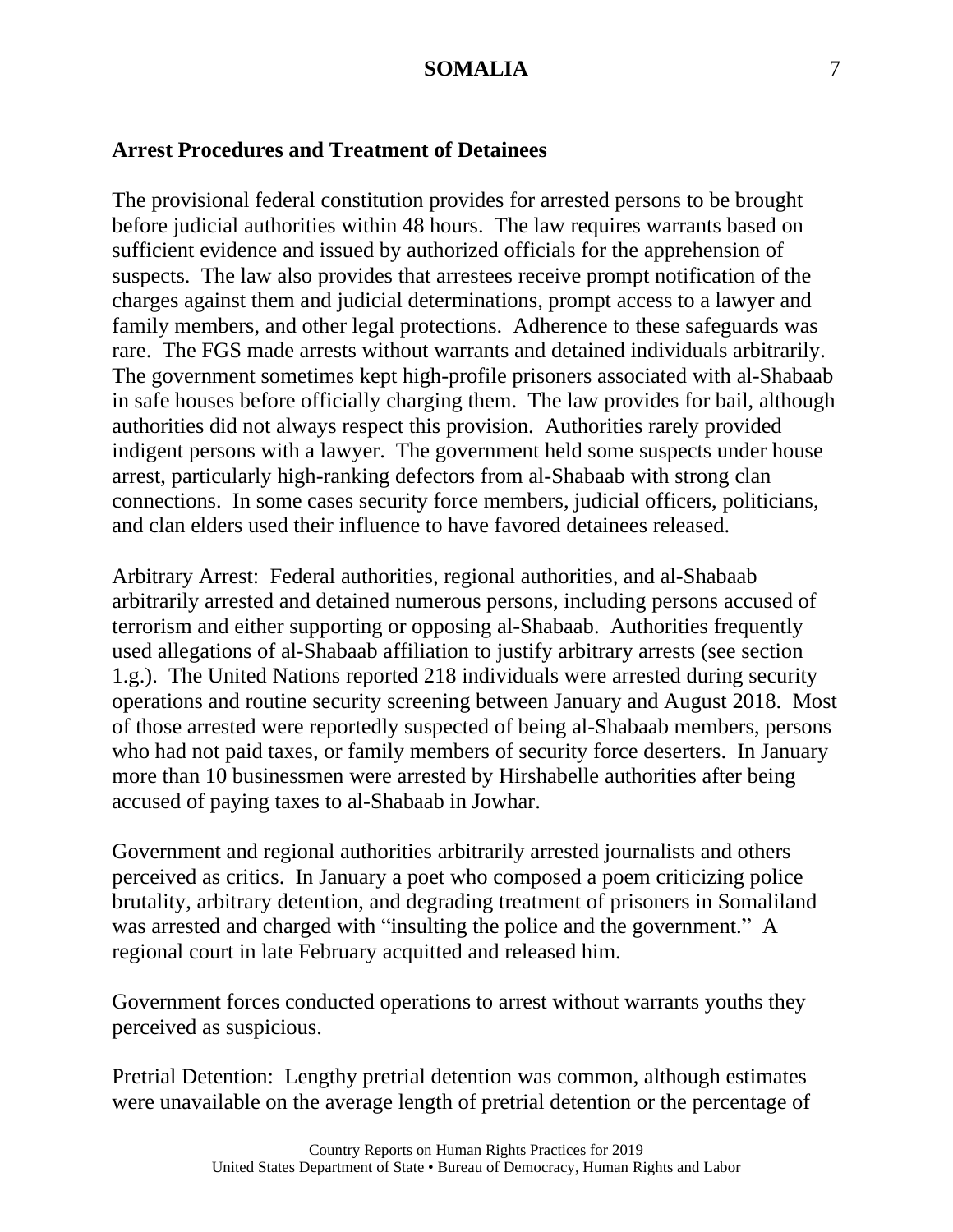**Arrest Procedures and Treatment of Detainees**

The provisional federal constitution provides for arrested persons to be brought before judicial authorities within 48 hours. The law requires warrants based on sufficient evidence and issued by authorized officials for the apprehension of suspects. The law also provides that arrestees receive prompt notification of the charges against them and judicial determinations, prompt access to a lawyer and family members, and other legal protections. Adherence to these safeguards was rare. The FGS made arrests without warrants and detained individuals arbitrarily. The government sometimes kept high-profile prisoners associated with al-Shabaab in safe houses before officially charging them. The law provides for bail, although authorities did not always respect this provision. Authorities rarely provided indigent persons with a lawyer. The government held some suspects under house arrest, particularly high-ranking defectors from al-Shabaab with strong clan connections. In some cases security force members, judicial officers, politicians, and clan elders used their influence to have favored detainees released.

Arbitrary Arrest: Federal authorities, regional authorities, and al-Shabaab arbitrarily arrested and detained numerous persons, including persons accused of terrorism and either supporting or opposing al-Shabaab. Authorities frequently used allegations of al-Shabaab affiliation to justify arbitrary arrests (see section 1.g.). The United Nations reported 218 individuals were arrested during security operations and routine security screening between January and August 2018. Most of those arrested were reportedly suspected of being al-Shabaab members, persons who had not paid taxes, or family members of security force deserters. In January more than 10 businessmen were arrested by Hirshabelle authorities after being accused of paying taxes to al-Shabaab in Jowhar.

Government and regional authorities arbitrarily arrested journalists and others perceived as critics. In January a poet who composed a poem criticizing police brutality, arbitrary detention, and degrading treatment of prisoners in Somaliland was arrested and charged with "insulting the police and the government." A regional court in late February acquitted and released him.

Government forces conducted operations to arrest without warrants youths they perceived as suspicious.

Pretrial Detention: Lengthy pretrial detention was common, although estimates were unavailable on the average length of pretrial detention or the percentage of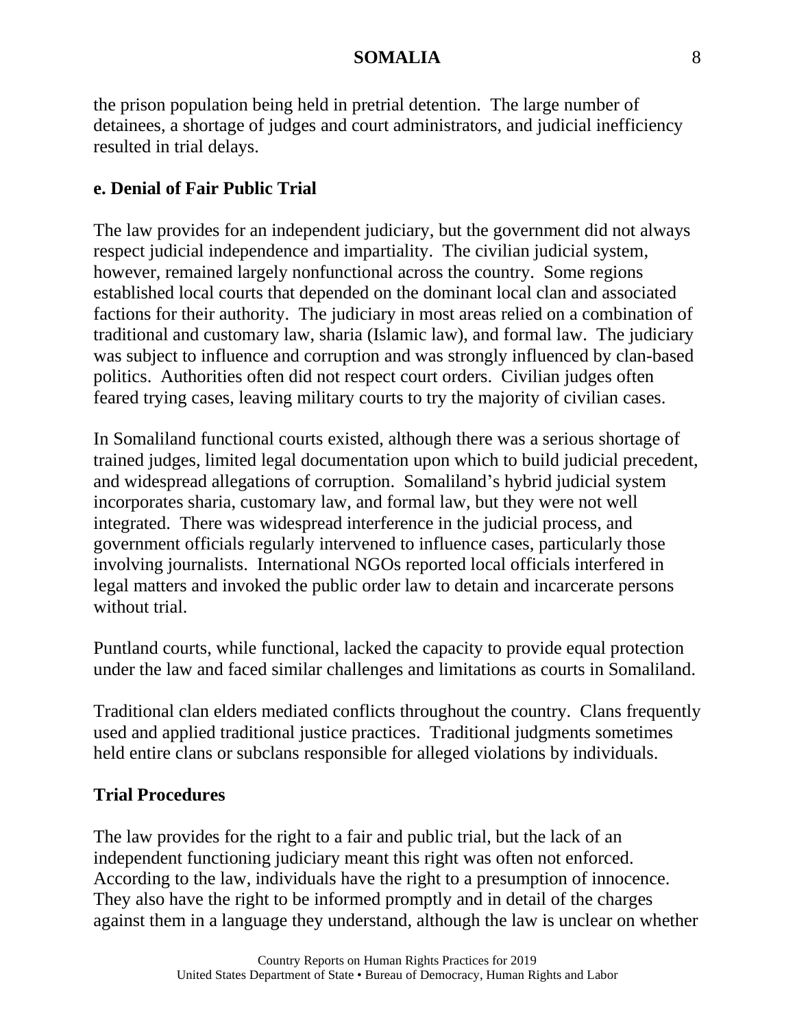the prison population being held in pretrial detention. The large number of detainees, a shortage of judges and court administrators, and judicial inefficiency resulted in trial delays.

### e. Denial of Fair Public Trial

The law provides for an independent judiciary, but the government did not always respect judicial independence and impartiality. The civilian judicial system, however, remained largely nonfunctional across the country. Some regions established local courts that depended on the dominant local clan and associated factions for their authority. The judiciary in most areas relied on a combination of traditional and customary law, sharia (Islamic law), and formal law. The judiciary was subject to influence and corruption and was strongly influenced by clan-based politics. Authorities often did not respect court orders. Civilian judges often feared trying cases, leaving military courts to try the majority of civilian cases.

In Somaliland functional courts existed, although there was a serious shortage of trained judges, limited legal documentation upon which to build judicial precedent, and widespread allegations of corruption. Somaliland's hybrid judicial system incorporates sharia, customary law, and formal law, but they were not well integrated. There was widespread interference in the judicial process, and government officials regularly intervened to influence cases, particularly those involving journalists. International NGOs reported local officials interfered in legal matters and invoked the public order law to detain and incarcerate persons without trial.

Puntland courts, while functional, lacked the capacity to provide equal protection under the law and faced similar challenges and limitations as courts in Somaliland.

Traditional clan elders mediated conflicts throughout the country. Clans frequently used and applied traditional justice practices. Traditional judgments sometimes held entire clans or subclans responsible for alleged violations by individuals.

### Trial Procedures

The law provides for the right to a fair and public trial, but the lack of an independent functioning judiciary meant this right was often not enforced. According to the law, individuals have the right to a presumption of innocence. They also have the right to be informed promptly and in detail of the charges against them in a language they understand, although the law is unclear on whether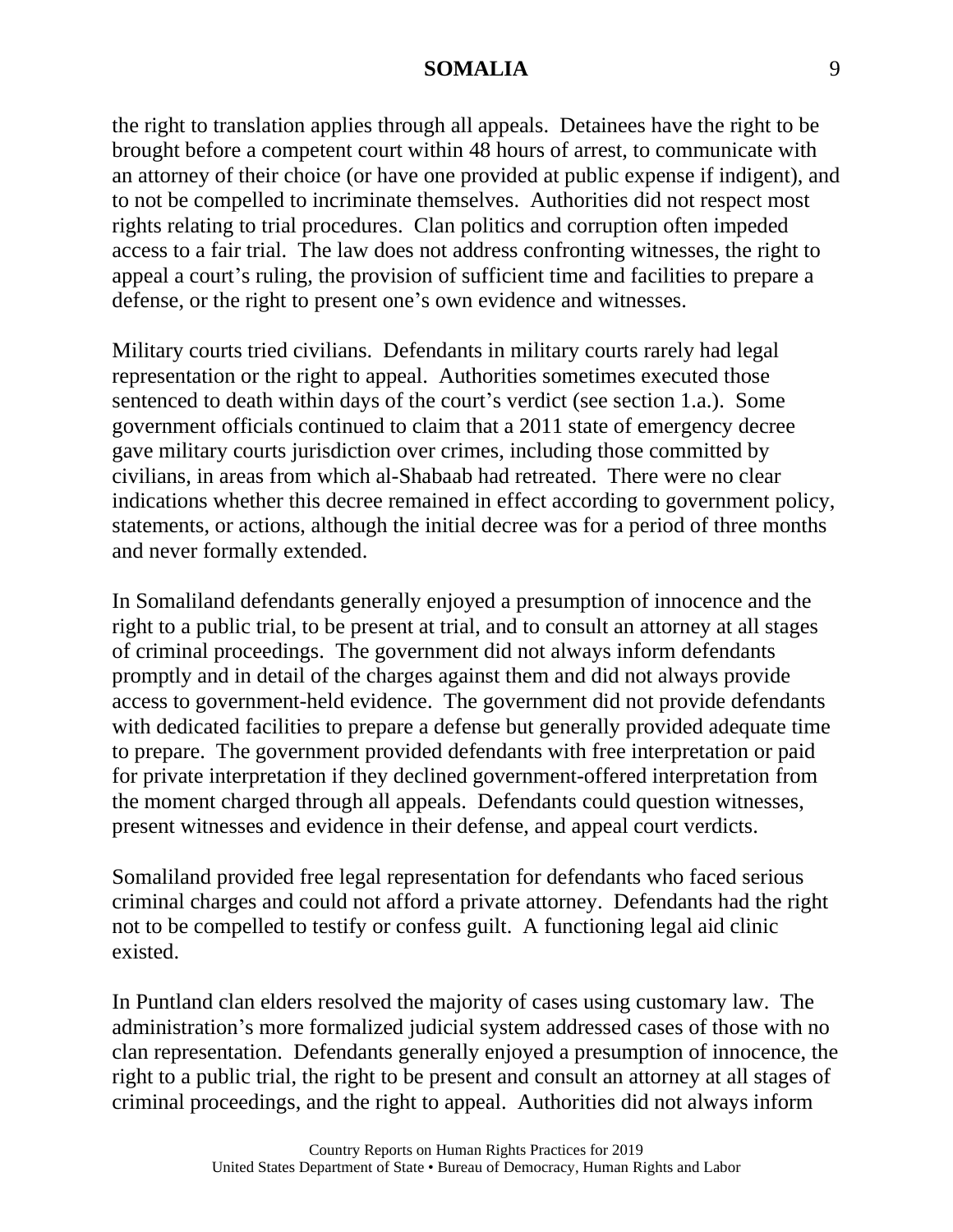the right to translation applies through all appeals. Detainees have the right to be brought before a competent court within 48 hours of arrest, to communicate with an attorney of their choice (or have one provided at public expense if indigent), and to not be compelled to incriminate themselves. Authorities did not respect most rights relating to trial procedures. Clan politics and corruption often impeded access to a fair trial. The law does not address confronting witnesses, the right to appeal a court's ruling, the provision of sufficient time and facilities to prepare a defense, or the right to present one's own evidence and witnesses.

Military courts tried civilians. Defendants in military courts rarely had legal representation or the right to appeal. Authorities sometimes executed those sentenced to death within days of the court's verdict (see section 1.a.). Some government officials continued to claim that a 2011 state of emergency decree gave military courts jurisdiction over crimes, including those committed by civilians, in areas from which al-Shabaab had retreated. There were no clear indications whether this decree remained in effect according to government policy, statements, or actions, although the initial decree was for a period of three months and never formally extended.

In Somaliland defendants generally enjoyed a presumption of innocence and the right to a public trial, to be present at trial, and to consult an attorney at all stages of criminal proceedings. The government did not always inform defendants promptly and in detail of the charges against them and did not always provide access to government-held evidence. The government did not provide defendants with dedicated facilities to prepare a defense but generally provided adequate time to prepare. The government provided defendants with free interpretation or paid for private interpretation if they declined government-offered interpretation from the moment charged through all appeals. Defendants could question witnesses, present witnesses and evidence in their defense, and appeal court verdicts.

Somaliland provided free legal representation for defendants who faced serious criminal charges and could not afford a private attorney. Defendants had the right not to be compelled to testify or confess guilt. A functioning legal aid clinic existed.

In Puntland clan elders resolved the majority of cases using customary law. The administration's more formalized judicial system addressed cases of those with no clan representation. Defendants generally enjoyed a presumption of innocence, the right to a public trial, the right to be present and consult an attorney at all stages of criminal proceedings, and the right to appeal. Authorities did not always inform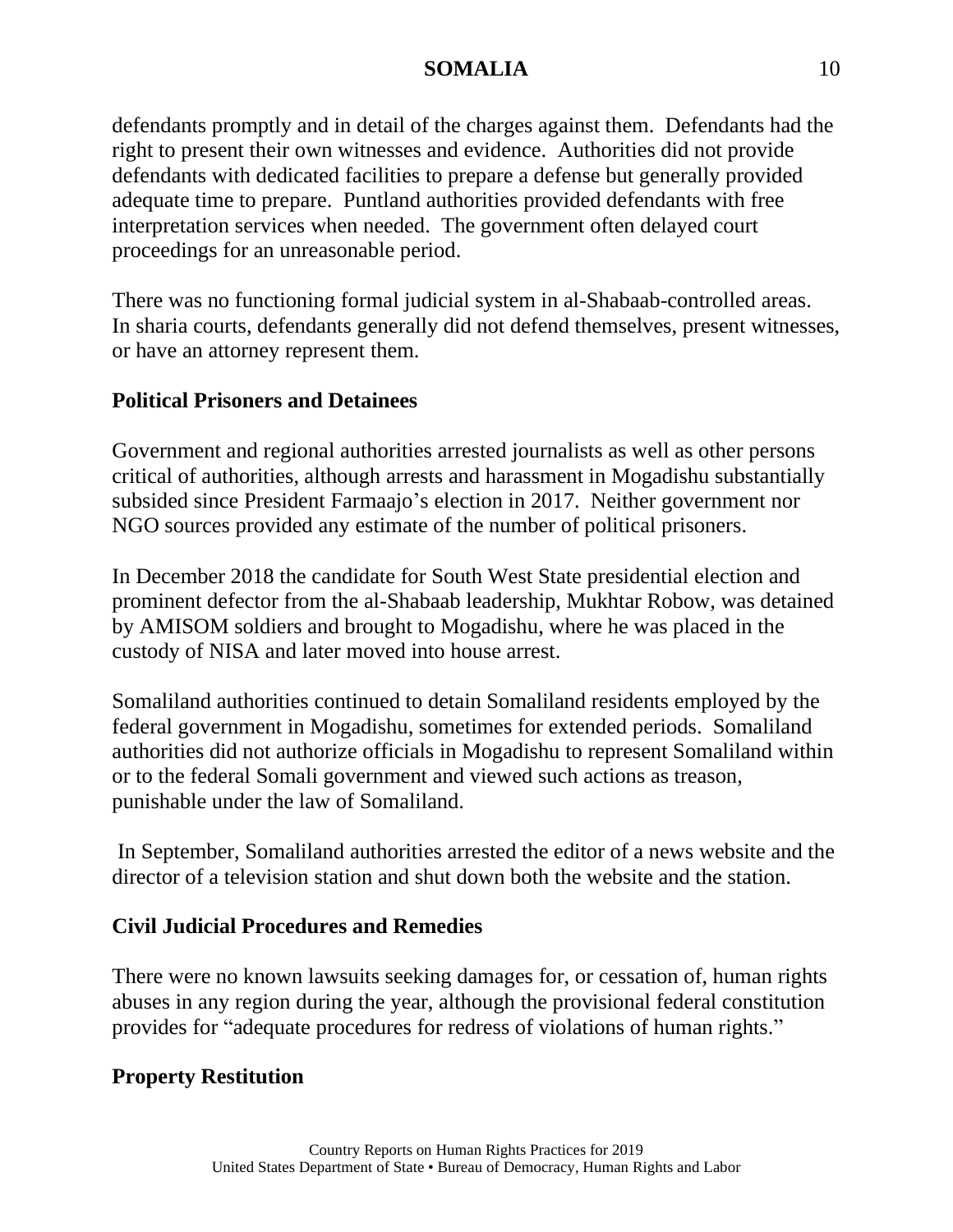defendants promptly and in detail of the charges against them. Defendants had the right to present their own witnesses and evidence. Authorities did not provide defendants with dedicated facilities to prepare a defense but generally provided adequate time to prepare. Puntland authorities provided defendants with free interpretation services when needed. The government often delayed court proceedings for an unreasonable period.

There was no functioning formal judicial system in al-Shabaab-controlled areas. In sharia courts, defendants generally did not defend themselves, present witnesses, or have an attorney represent them.

### Political Prisoners and Detainees

Government and regional authorities arrested journalists as well as other persons critical of authorities, although arrests and harassment in Mogadishu substantially subsided since President Farmaajo's election in 2017. Neither government nor NGO sources provided any estimate of the number of political prisoners.

In December 2018 the candidate for South West State presidential election and prominent defector from the al-Shabaab leadership, Mukhtar Robow, was detained by AMISOM soldiers and brought to Mogadishu, where he was placed in the custody of NISA and later moved into house arrest.

Somaliland authorities continued to detain Somaliland residents employed by the federal government in Mogadishu, sometimes for extended periods. Somaliland authorities did not authorize officials in Mogadishu to represent Somaliland within or to the federal Somali government and viewed such actions as treason, punishable under the law of Somaliland.

In September, Somaliland authorities arrested the editor of a news website and the director of a television station and shut down both the website and the station.

### Civil Judicial Procedures and Remedies

There were no known lawsuits seeking damages for, or cessation of, human rights abuses in any region during the year, although the provisional federal constitution provides for "adequate procedures for redress of violations of human rights."

### Property Restitution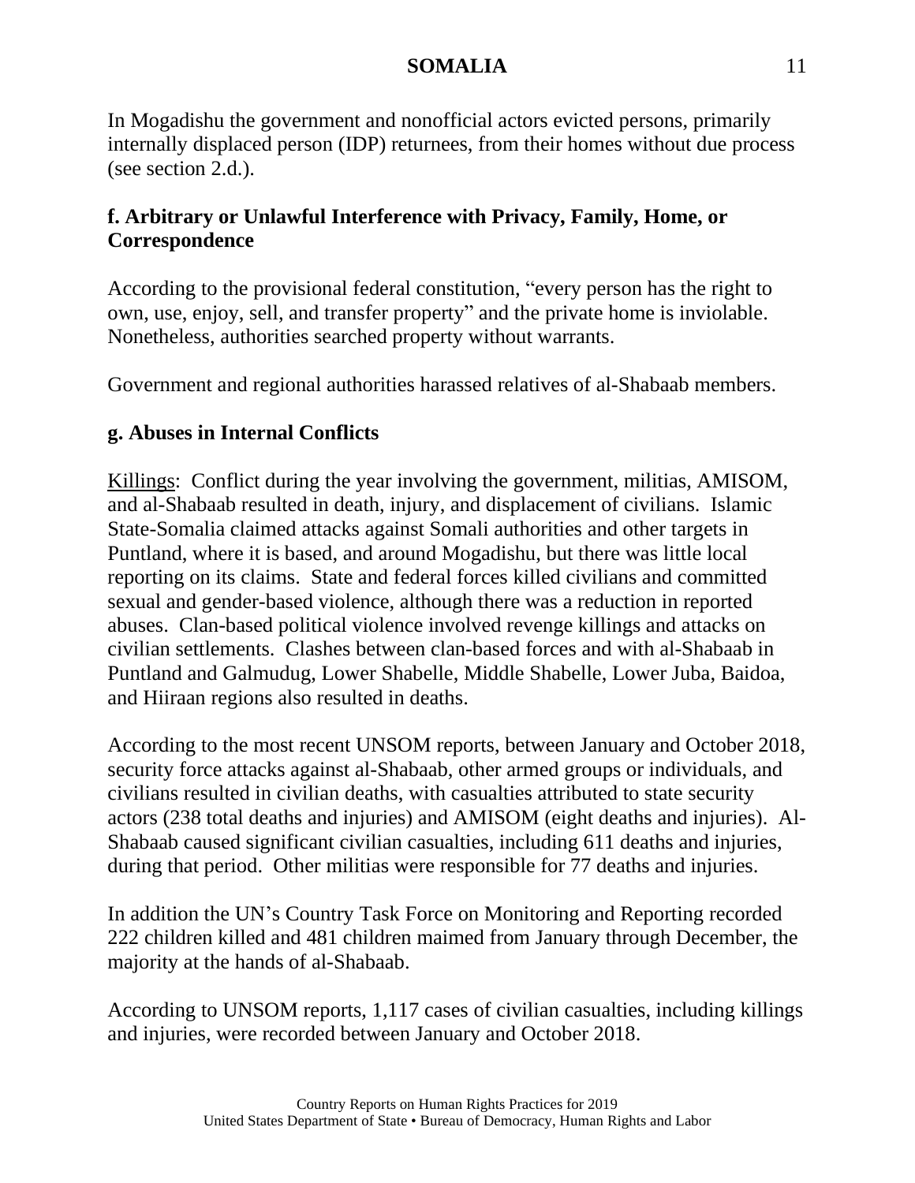In Mogadishu the government and nonofficial actors evicted persons, primarily internally displaced person (IDP) returnees, from their homes without due process (see section 2.d.).

### f. Arbitrary or Unlawful Interference with Privacy, Family, Home, or Correspondence

According to the provisional federal constitution, "every person has the right to own, use, enjoy, sell, and transfer property" and the private home is inviolable. Nonetheless, authorities searched property without warrants.

Government and regional authorities harassed relatives of al-Shabaab members.

### g. Abuses in Internal Conflicts

Killings: Conflict during the year involving the government, militias, AMISOM, and al-Shabaab resulted in death, injury, and displacement of civilians. Islamic State-Somalia claimed attacks against Somali authorities and other targets in Puntland, where it is based, and around Mogadishu, but there was little local reporting on its claims. State and federal forces killed civilians and committed sexual and gender-based violence, although there was a reduction in reported abuses. Clan-based political violence involved revenge killings and attacks on civilian settlements. Clashes between clan-based forces and with al-Shabaab in Puntland and Galmudug, Lower Shabelle, Middle Shabelle, Lower Juba, Baidoa, and Hiiraan regions also resulted in deaths.

According to the most recent UNSOM reports, between January and October 2018, security force attacks against al-Shabaab, other armed groups or individuals, and civilians resulted in civilian deaths, with casualties attributed to state security actors (238 total deaths and injuries) and AMISOM (eight deaths and injuries). Al-Shabaab caused significant civilian casualties, including 611 deaths and injuries, during that period. Other militias were responsible for 77 deaths and injuries.

In addition the UN's Country Task Force on Monitoring and Reporting recorded 222 children killed and 481 children maimed from January through December, the majority at the hands of al-Shabaab.

According to UNSOM reports, 1,117 cases of civilian casualties, including killings and injuries, were recorded between January and October 2018.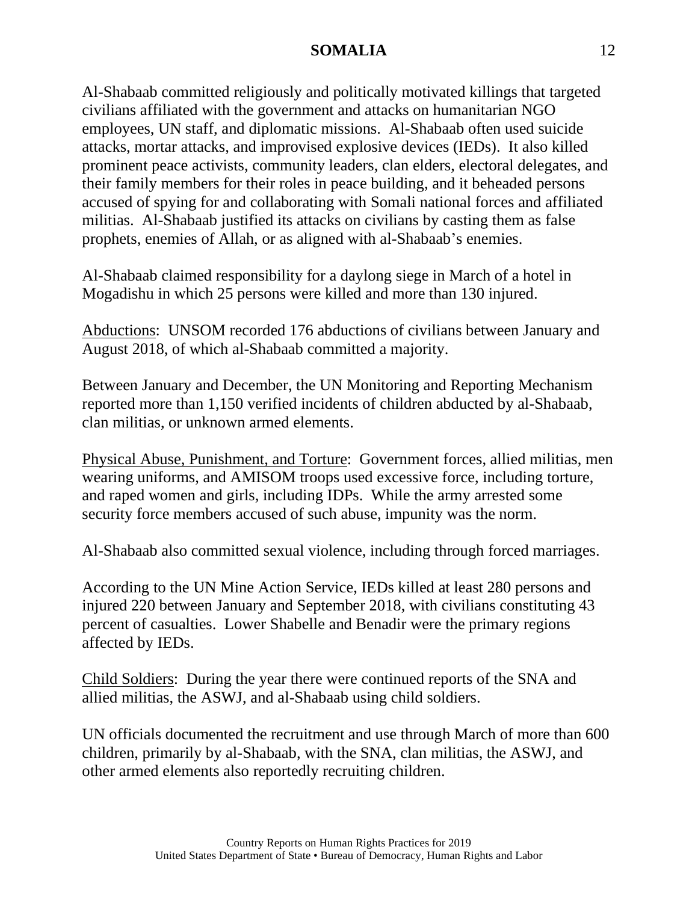Al-Shabaab committed religiously and politically motivated killings that targeted civilians affiliated with the government and attacks on humanitarian NGO employees, UN staff, and diplomatic missions.  Al-Shabaab often used suicide attacks, mortar attacks, and improvised explosive devices (IEDs).  It also killed prominent peace activists, community leaders, clan elders, electoral delegates, and their family members for their roles in peace building, and it beheaded persons accused of spying for and collaborating with Somali national forces and affiliated militias.  Al-Shabaab justified its attacks on civilians by casting them as false prophets, enemies of Allah, or as aligned with al-Shabaab's enemies.

Al-Shabaab claimed responsibility for a daylong siege in March of a hotel in Mogadishu in which 25 persons were killed and more than 130 injured.

Abductions:  UNSOM recorded 176 abductions of civilians between January and August 2018, of which al-Shabaab committed a majority.

Between January and December, the UN Monitoring and Reporting Mechanism reported more than 1,150 verified incidents of children abducted by al-Shabaab, clan militias, or unknown armed elements.

Physical Abuse, Punishment, and Torture:  Government forces, allied militias, men wearing uniforms, and AMISOM troops used excessive force, including torture, and raped women and girls, including IDPs.  While the army arrested some security force members accused of such abuse, impunity was the norm.

Al-Shabaab also committed sexual violence, including through forced marriages.

According to the UN Mine Action Service, IEDs killed at least 280 persons and injured 220 between January and September 2018, with civilians constituting 43 percent of casualties.  Lower Shabelle and Benadir were the primary regions affected by IEDs.

Child Soldiers:  During the year there were continued reports of the SNA and allied militias, the ASWJ, and al-Shabaab using child soldiers.

UN officials documented the recruitment and use through March of more than 600 children, primarily by al-Shabaab, with the SNA, clan militias, the ASWJ, and other armed elements also reportedly recruiting children.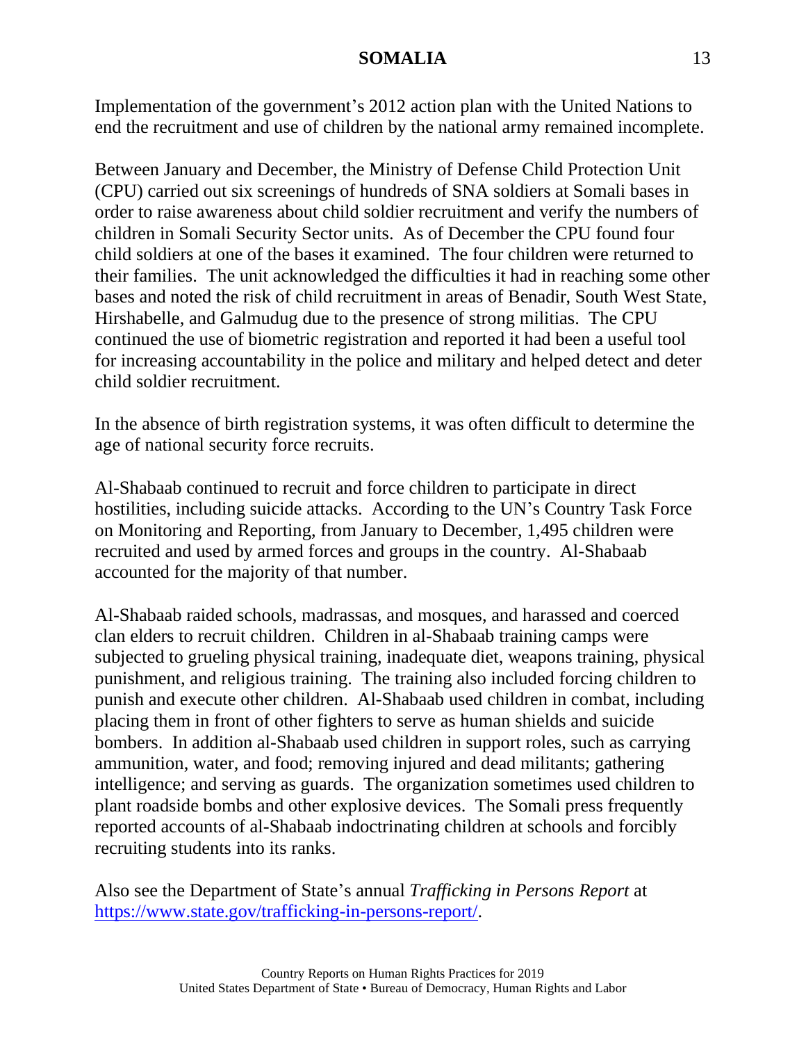Implementation of the government's 2012 action plan with the United Nations to end the recruitment and use of children by the national army remained incomplete.

Between January and December, the Ministry of Defense Child Protection Unit (CPU) carried out six screenings of hundreds of SNA soldiers at Somali bases in order to raise awareness about child soldier recruitment and verify the numbers of children in Somali Security Sector units. As of December the CPU found four child soldiers at one of the bases it examined. The four children were returned to their families. The unit acknowledged the difficulties it had in reaching some other bases and noted the risk of child recruitment in areas of Benadir, South West State, Hirshabelle, and Galmudug due to the presence of strong militias. The CPU continued the use of biometric registration and reported it had been a useful tool for increasing accountability in the police and military and helped detect and deter child soldier recruitment.

In the absence of birth registration systems, it was often difficult to determine the age of national security force recruits.

Al-Shabaab continued to recruit and force children to participate in direct hostilities, including suicide attacks. According to the UN's Country Task Force on Monitoring and Reporting, from January to December, 1,495 children were recruited and used by armed forces and groups in the country. Al-Shabaab accounted for the majority of that number.

Al-Shabaab raided schools, madrassas, and mosques, and harassed and coerced clan elders to recruit children. Children in al-Shabaab training camps were subjected to grueling physical training, inadequate diet, weapons training, physical punishment, and religious training. The training also included forcing children to punish and execute other children. Al-Shabaab used children in combat, including placing them in front of other fighters to serve as human shields and suicide bombers. In addition al-Shabaab used children in support roles, such as carrying ammunition, water, and food; removing injured and dead militants; gathering intelligence; and serving as guards. The organization sometimes used children to plant roadside bombs and other explosive devices. The Somali press frequently reported accounts of al-Shabaab indoctrinating children at schools and forcibly recruiting students into its ranks.

Also see the Department of State's annual *Trafficking in Persons Report* at [https://www.state.gov/trafficking-in-persons-report/](https://www.state.gov/trafficking-in-persons-report/).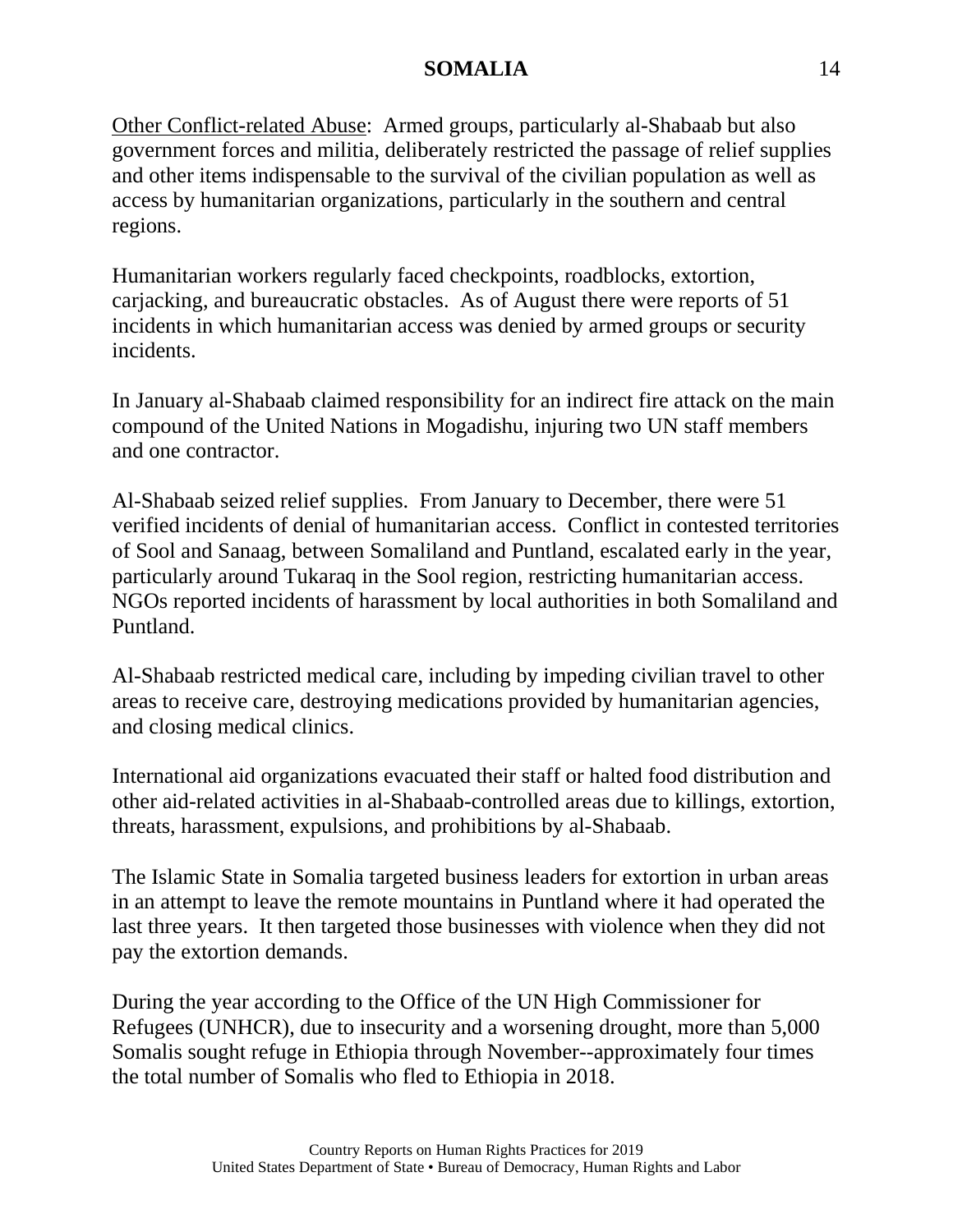Other Conflict-related Abuse: Armed groups, particularly al-Shabaab but also government forces and militia, deliberately restricted the passage of relief supplies and other items indispensable to the survival of the civilian population as well as access by humanitarian organizations, particularly in the southern and central regions.

Humanitarian workers regularly faced checkpoints, roadblocks, extortion, carjacking, and bureaucratic obstacles. As of August there were reports of 51 incidents in which humanitarian access was denied by armed groups or security incidents.

In January al-Shabaab claimed responsibility for an indirect fire attack on the main compound of the United Nations in Mogadishu, injuring two UN staff members and one contractor.

Al-Shabaab seized relief supplies. From January to December, there were 51 verified incidents of denial of humanitarian access. Conflict in contested territories of Sool and Sanaag, between Somaliland and Puntland, escalated early in the year, particularly around Tukaraq in the Sool region, restricting humanitarian access. NGOs reported incidents of harassment by local authorities in both Somaliland and Puntland.

Al-Shabaab restricted medical care, including by impeding civilian travel to other areas to receive care, destroying medications provided by humanitarian agencies, and closing medical clinics.

International aid organizations evacuated their staff or halted food distribution and other aid-related activities in al-Shabaab-controlled areas due to killings, extortion, threats, harassment, expulsions, and prohibitions by al-Shabaab.

The Islamic State in Somalia targeted business leaders for extortion in urban areas in an attempt to leave the remote mountains in Puntland where it had operated the last three years. It then targeted those businesses with violence when they did not pay the extortion demands.

During the year according to the Office of the UN High Commissioner for Refugees (UNHCR), due to insecurity and a worsening drought, more than 5,000 Somalis sought refuge in Ethiopia through November--approximately four times the total number of Somalis who fled to Ethiopia in 2018.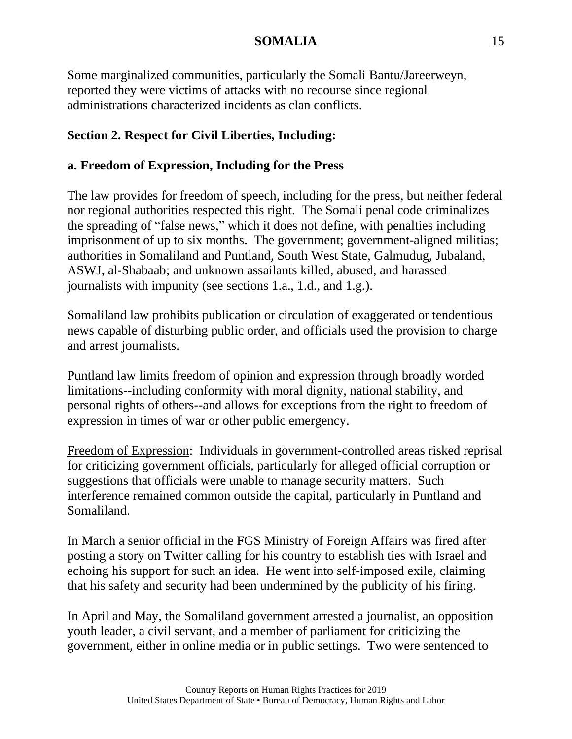Some marginalized communities, particularly the Somali Bantu/Jareerweyn, reported they were victims of attacks with no recourse since regional administrations characterized incidents as clan conflicts.

## Section 2. Respect for Civil Liberties, Including:

### a. Freedom of Expression, Including for the Press

The law provides for freedom of speech, including for the press, but neither federal nor regional authorities respected this right. The Somali penal code criminalizes the spreading of "false news," which it does not define, with penalties including imprisonment of up to six months. The government; government-aligned militias; authorities in Somaliland and Puntland, South West State, Galmudug, Jubaland, ASWJ, al-Shabaab; and unknown assailants killed, abused, and harassed journalists with impunity (see sections 1.a., 1.d., and 1.g.).

Somaliland law prohibits publication or circulation of exaggerated or tendentious news capable of disturbing public order, and officials used the provision to charge and arrest journalists.

Puntland law limits freedom of opinion and expression through broadly worded limitations--including conformity with moral dignity, national stability, and personal rights of others--and allows for exceptions from the right to freedom of expression in times of war or other public emergency.

Freedom of Expression: Individuals in government-controlled areas risked reprisal for criticizing government officials, particularly for alleged official corruption or suggestions that officials were unable to manage security matters. Such interference remained common outside the capital, particularly in Puntland and Somaliland.

In March a senior official in the FGS Ministry of Foreign Affairs was fired after posting a story on Twitter calling for his country to establish ties with Israel and echoing his support for such an idea. He went into self-imposed exile, claiming that his safety and security had been undermined by the publicity of his firing.

In April and May, the Somaliland government arrested a journalist, an opposition youth leader, a civil servant, and a member of parliament for criticizing the government, either in online media or in public settings. Two were sentenced to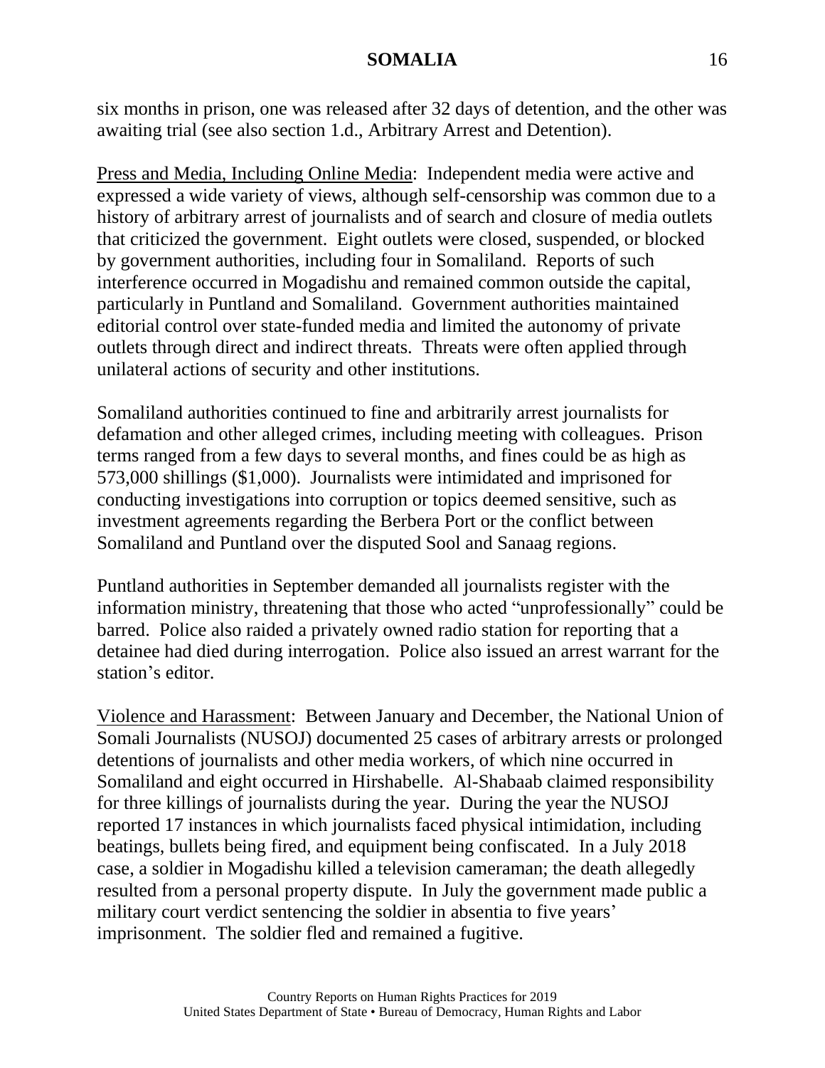six months in prison, one was released after 32 days of detention, and the other was awaiting trial (see also section 1.d., Arbitrary Arrest and Detention).

Press and Media, Including Online Media: Independent media were active and expressed a wide variety of views, although self-censorship was common due to a history of arbitrary arrest of journalists and of search and closure of media outlets that criticized the government. Eight outlets were closed, suspended, or blocked by government authorities, including four in Somaliland. Reports of such interference occurred in Mogadishu and remained common outside the capital, particularly in Puntland and Somaliland. Government authorities maintained editorial control over state-funded media and limited the autonomy of private outlets through direct and indirect threats. Threats were often applied through unilateral actions of security and other institutions.

Somaliland authorities continued to fine and arbitrarily arrest journalists for defamation and other alleged crimes, including meeting with colleagues. Prison terms ranged from a few days to several months, and fines could be as high as 573,000 shillings ($1,000). Journalists were intimidated and imprisoned for conducting investigations into corruption or topics deemed sensitive, such as investment agreements regarding the Berbera Port or the conflict between Somaliland and Puntland over the disputed Sool and Sanaag regions.

Puntland authorities in September demanded all journalists register with the information ministry, threatening that those who acted "unprofessionally" could be barred. Police also raided a privately owned radio station for reporting that a detainee had died during interrogation. Police also issued an arrest warrant for the station's editor.

Violence and Harassment: Between January and December, the National Union of Somali Journalists (NUSOJ) documented 25 cases of arbitrary arrests or prolonged detentions of journalists and other media workers, of which nine occurred in Somaliland and eight occurred in Hirshabelle. Al-Shabaab claimed responsibility for three killings of journalists during the year. During the year the NUSOJ reported 17 instances in which journalists faced physical intimidation, including beatings, bullets being fired, and equipment being confiscated. In a July 2018 case, a soldier in Mogadishu killed a television cameraman; the death allegedly resulted from a personal property dispute. In July the government made public a military court verdict sentencing the soldier in absentia to five years' imprisonment. The soldier fled and remained a fugitive.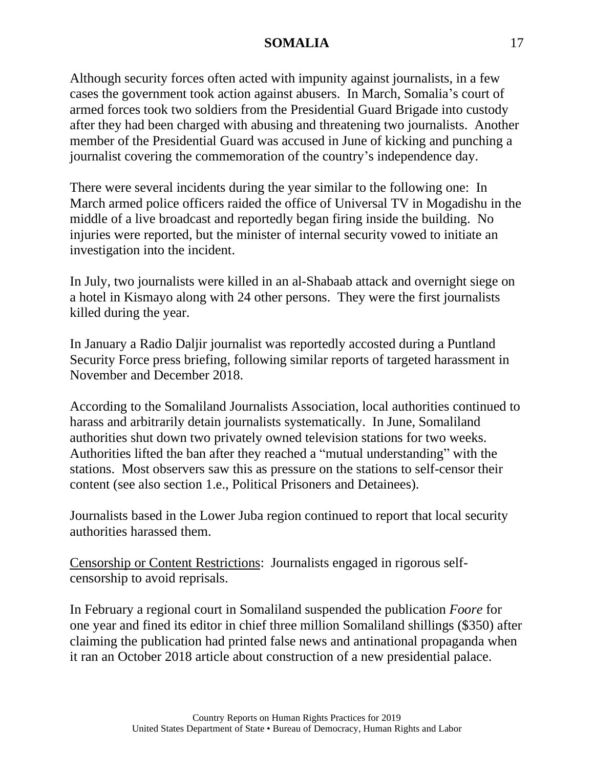Although security forces often acted with impunity against journalists, in a few cases the government took action against abusers. In March, Somalia's court of armed forces took two soldiers from the Presidential Guard Brigade into custody after they had been charged with abusing and threatening two journalists. Another member of the Presidential Guard was accused in June of kicking and punching a journalist covering the commemoration of the country's independence day.

There were several incidents during the year similar to the following one: In March armed police officers raided the office of Universal TV in Mogadishu in the middle of a live broadcast and reportedly began firing inside the building. No injuries were reported, but the minister of internal security vowed to initiate an investigation into the incident.

In July, two journalists were killed in an al-Shabaab attack and overnight siege on a hotel in Kismayo along with 24 other persons. They were the first journalists killed during the year.

In January a Radio Daljir journalist was reportedly accosted during a Puntland Security Force press briefing, following similar reports of targeted harassment in November and December 2018.

According to the Somaliland Journalists Association, local authorities continued to harass and arbitrarily detain journalists systematically. In June, Somaliland authorities shut down two privately owned television stations for two weeks. Authorities lifted the ban after they reached a "mutual understanding" with the stations. Most observers saw this as pressure on the stations to self-censor their content (see also section 1.e., Political Prisoners and Detainees).

Journalists based in the Lower Juba region continued to report that local security authorities harassed them.

<u>Censorship or Content Restrictions</u>: Journalists engaged in rigorous self-censorship to avoid reprisals.

In February a regional court in Somaliland suspended the publication *Foore* for one year and fined its editor in chief three million Somaliland shillings ($350) after claiming the publication had printed false news and antinational propaganda when it ran an October 2018 article about construction of a new presidential palace.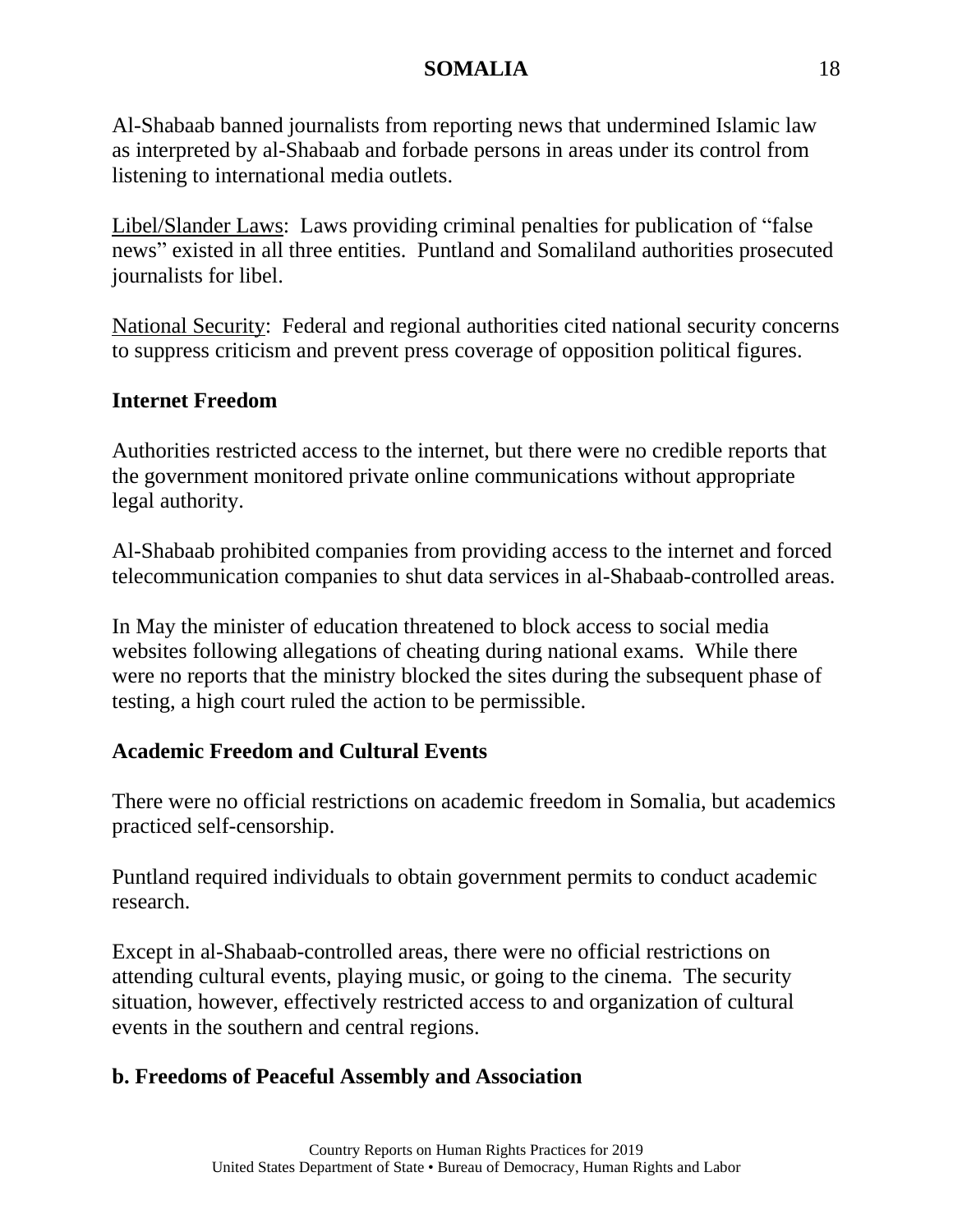Al-Shabaab banned journalists from reporting news that undermined Islamic law as interpreted by al-Shabaab and forbade persons in areas under its control from listening to international media outlets.

Libel/Slander Laws:  Laws providing criminal penalties for publication of "false news" existed in all three entities.  Puntland and Somaliland authorities prosecuted journalists for libel.

National Security:  Federal and regional authorities cited national security concerns to suppress criticism and prevent press coverage of opposition political figures.

**Internet Freedom**

Authorities restricted access to the internet, but there were no credible reports that the government monitored private online communications without appropriate legal authority.

Al-Shabaab prohibited companies from providing access to the internet and forced telecommunication companies to shut data services in al-Shabaab-controlled areas.

In May the minister of education threatened to block access to social media websites following allegations of cheating during national exams.  While there were no reports that the ministry blocked the sites during the subsequent phase of testing, a high court ruled the action to be permissible.

**Academic Freedom and Cultural Events**

There were no official restrictions on academic freedom in Somalia, but academics practiced self-censorship.

Puntland required individuals to obtain government permits to conduct academic research.

Except in al-Shabaab-controlled areas, there were no official restrictions on attending cultural events, playing music, or going to the cinema.  The security situation, however, effectively restricted access to and organization of cultural events in the southern and central regions.

**b. Freedoms of Peaceful Assembly and Association**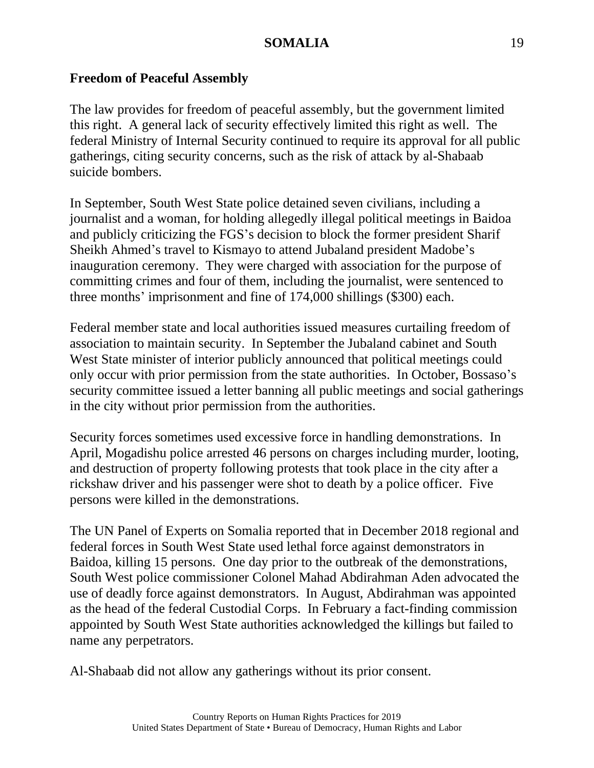## Freedom of Peaceful Assembly

The law provides for freedom of peaceful assembly, but the government limited this right. A general lack of security effectively limited this right as well. The federal Ministry of Internal Security continued to require its approval for all public gatherings, citing security concerns, such as the risk of attack by al-Shabaab suicide bombers.

In September, South West State police detained seven civilians, including a journalist and a woman, for holding allegedly illegal political meetings in Baidoa and publicly criticizing the FGS's decision to block the former president Sharif Sheikh Ahmed's travel to Kismayo to attend Jubaland president Madobe's inauguration ceremony. They were charged with association for the purpose of committing crimes and four of them, including the journalist, were sentenced to three months' imprisonment and fine of 174,000 shillings ($300) each.

Federal member state and local authorities issued measures curtailing freedom of association to maintain security. In September the Jubaland cabinet and South West State minister of interior publicly announced that political meetings could only occur with prior permission from the state authorities. In October, Bossaso's security committee issued a letter banning all public meetings and social gatherings in the city without prior permission from the authorities.

Security forces sometimes used excessive force in handling demonstrations. In April, Mogadishu police arrested 46 persons on charges including murder, looting, and destruction of property following protests that took place in the city after a rickshaw driver and his passenger were shot to death by a police officer. Five persons were killed in the demonstrations.

The UN Panel of Experts on Somalia reported that in December 2018 regional and federal forces in South West State used lethal force against demonstrators in Baidoa, killing 15 persons. One day prior to the outbreak of the demonstrations, South West police commissioner Colonel Mahad Abdirahman Aden advocated the use of deadly force against demonstrators. In August, Abdirahman was appointed as the head of the federal Custodial Corps. In February a fact-finding commission appointed by South West State authorities acknowledged the killings but failed to name any perpetrators.

Al-Shabaab did not allow any gatherings without its prior consent.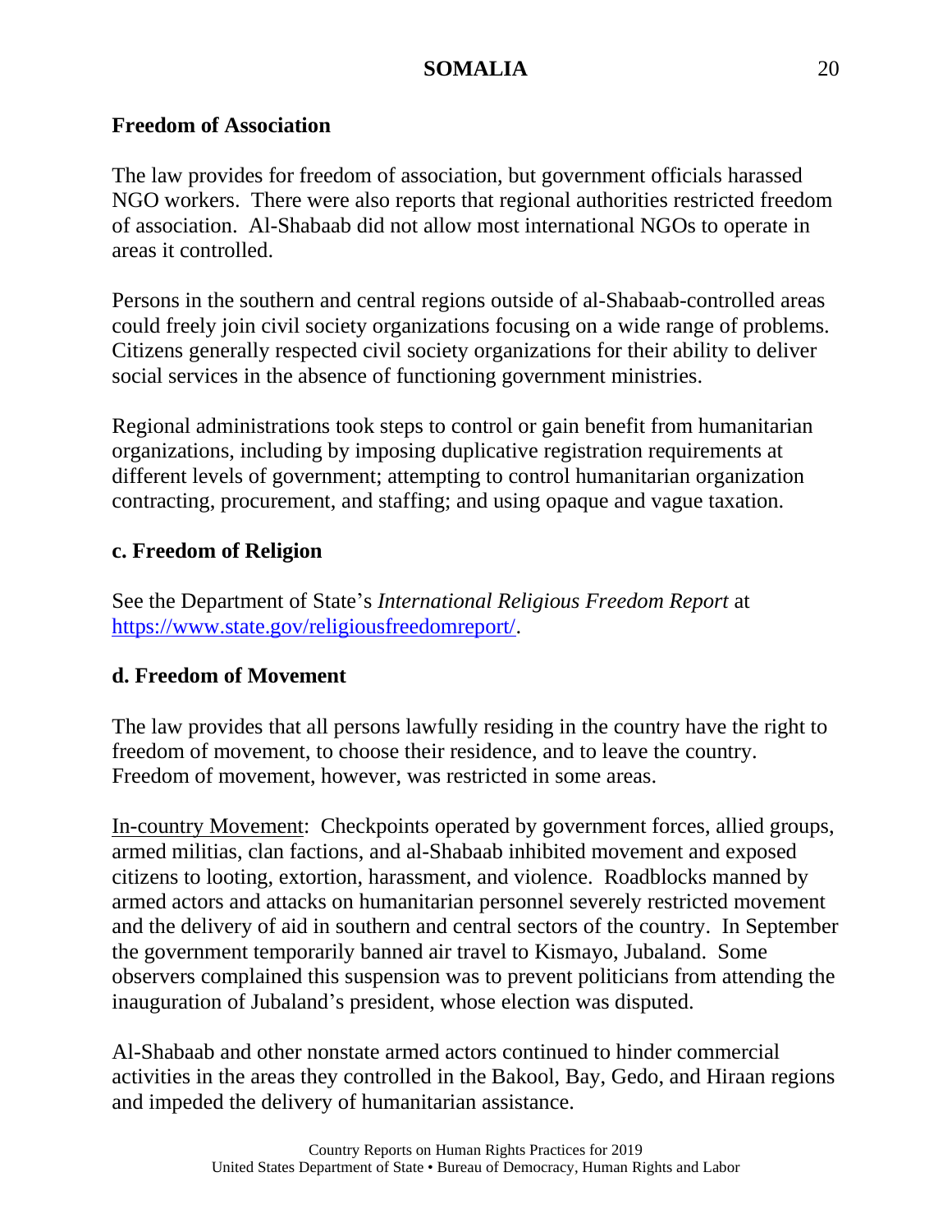### Freedom of Association

The law provides for freedom of association, but government officials harassed NGO workers. There were also reports that regional authorities restricted freedom of association. Al-Shabaab did not allow most international NGOs to operate in areas it controlled.

Persons in the southern and central regions outside of al-Shabaab-controlled areas could freely join civil society organizations focusing on a wide range of problems. Citizens generally respected civil society organizations for their ability to deliver social services in the absence of functioning government ministries.

Regional administrations took steps to control or gain benefit from humanitarian organizations, including by imposing duplicative registration requirements at different levels of government; attempting to control humanitarian organization contracting, procurement, and staffing; and using opaque and vague taxation.

### c. Freedom of Religion

See the Department of State's *International Religious Freedom Report* at [https://www.state.gov/religiousfreedomreport/](https://www.state.gov/religiousfreedomreport/).

### d. Freedom of Movement

The law provides that all persons lawfully residing in the country have the right to freedom of movement, to choose their residence, and to leave the country. Freedom of movement, however, was restricted in some areas.

In-country Movement: Checkpoints operated by government forces, allied groups, armed militias, clan factions, and al-Shabaab inhibited movement and exposed citizens to looting, extortion, harassment, and violence. Roadblocks manned by armed actors and attacks on humanitarian personnel severely restricted movement and the delivery of aid in southern and central sectors of the country. In September the government temporarily banned air travel to Kismayo, Jubaland. Some observers complained this suspension was to prevent politicians from attending the inauguration of Jubaland's president, whose election was disputed.

Al-Shabaab and other nonstate armed actors continued to hinder commercial activities in the areas they controlled in the Bakool, Bay, Gedo, and Hiraan regions and impeded the delivery of humanitarian assistance.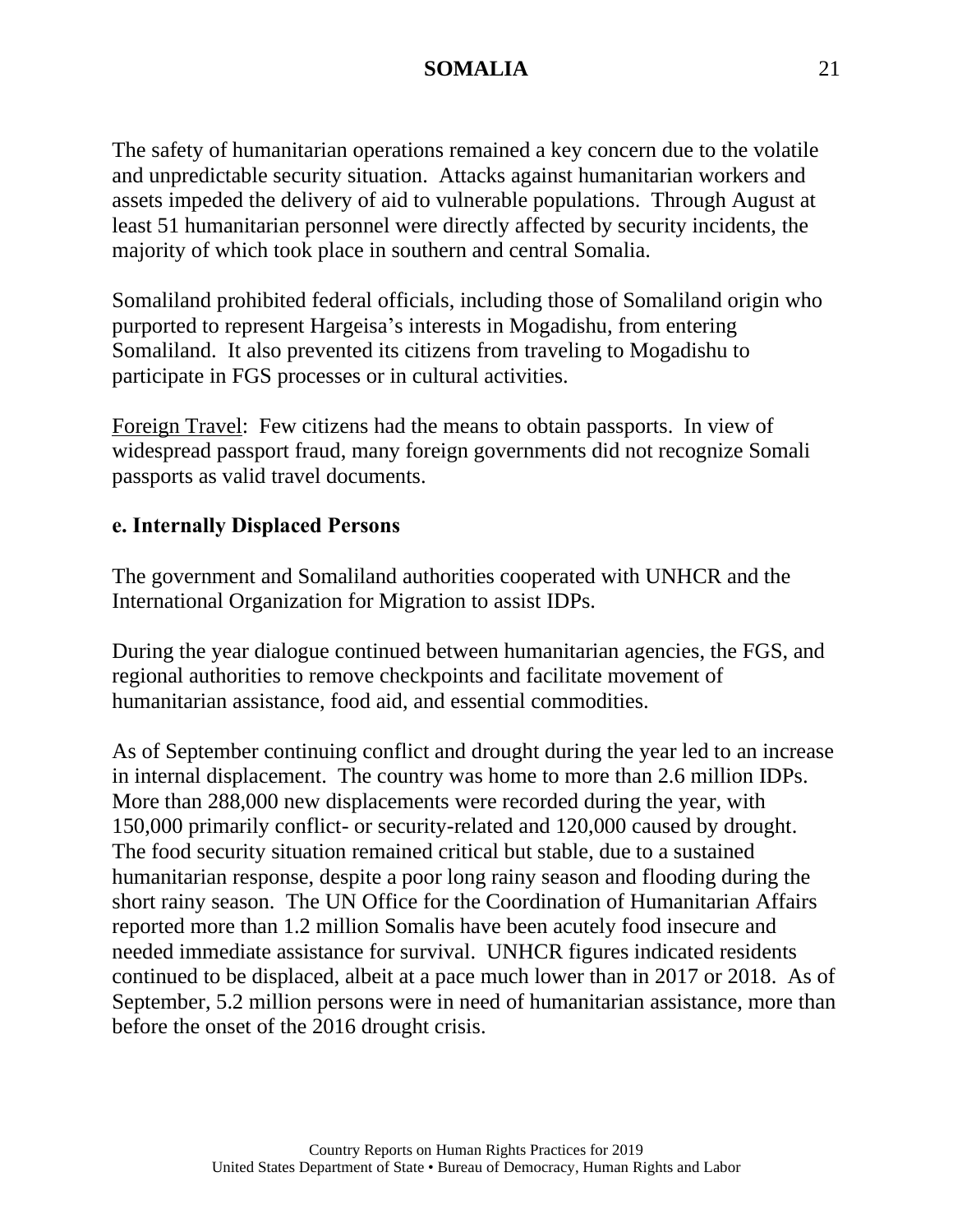The safety of humanitarian operations remained a key concern due to the volatile and unpredictable security situation. Attacks against humanitarian workers and assets impeded the delivery of aid to vulnerable populations. Through August at least 51 humanitarian personnel were directly affected by security incidents, the majority of which took place in southern and central Somalia.

Somaliland prohibited federal officials, including those of Somaliland origin who purported to represent Hargeisa's interests in Mogadishu, from entering Somaliland. It also prevented its citizens from traveling to Mogadishu to participate in FGS processes or in cultural activities.

Foreign Travel: Few citizens had the means to obtain passports. In view of widespread passport fraud, many foreign governments did not recognize Somali passports as valid travel documents.

**e. Internally Displaced Persons**

The government and Somaliland authorities cooperated with UNHCR and the International Organization for Migration to assist IDPs.

During the year dialogue continued between humanitarian agencies, the FGS, and regional authorities to remove checkpoints and facilitate movement of humanitarian assistance, food aid, and essential commodities.

As of September continuing conflict and drought during the year led to an increase in internal displacement. The country was home to more than 2.6 million IDPs. More than 288,000 new displacements were recorded during the year, with 150,000 primarily conflict- or security-related and 120,000 caused by drought. The food security situation remained critical but stable, due to a sustained humanitarian response, despite a poor long rainy season and flooding during the short rainy season. The UN Office for the Coordination of Humanitarian Affairs reported more than 1.2 million Somalis have been acutely food insecure and needed immediate assistance for survival. UNHCR figures indicated residents continued to be displaced, albeit at a pace much lower than in 2017 or 2018. As of September, 5.2 million persons were in need of humanitarian assistance, more than before the onset of the 2016 drought crisis.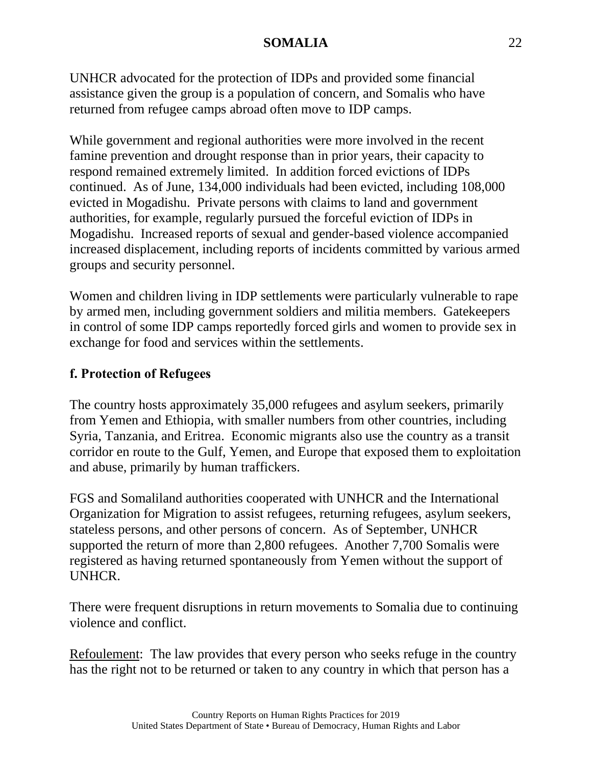UNHCR advocated for the protection of IDPs and provided some financial assistance given the group is a population of concern, and Somalis who have returned from refugee camps abroad often move to IDP camps.

While government and regional authorities were more involved in the recent famine prevention and drought response than in prior years, their capacity to respond remained extremely limited. In addition forced evictions of IDPs continued. As of June, 134,000 individuals had been evicted, including 108,000 evicted in Mogadishu. Private persons with claims to land and government authorities, for example, regularly pursued the forceful eviction of IDPs in Mogadishu. Increased reports of sexual and gender-based violence accompanied increased displacement, including reports of incidents committed by various armed groups and security personnel.

Women and children living in IDP settlements were particularly vulnerable to rape by armed men, including government soldiers and militia members. Gatekeepers in control of some IDP camps reportedly forced girls and women to provide sex in exchange for food and services within the settlements.

## f. Protection of Refugees

The country hosts approximately 35,000 refugees and asylum seekers, primarily from Yemen and Ethiopia, with smaller numbers from other countries, including Syria, Tanzania, and Eritrea. Economic migrants also use the country as a transit corridor en route to the Gulf, Yemen, and Europe that exposed them to exploitation and abuse, primarily by human traffickers.

FGS and Somaliland authorities cooperated with UNHCR and the International Organization for Migration to assist refugees, returning refugees, asylum seekers, stateless persons, and other persons of concern. As of September, UNHCR supported the return of more than 2,800 refugees. Another 7,700 Somalis were registered as having returned spontaneously from Yemen without the support of UNHCR.

There were frequent disruptions in return movements to Somalia due to continuing violence and conflict.

Refoulement: The law provides that every person who seeks refuge in the country has the right not to be returned or taken to any country in which that person has a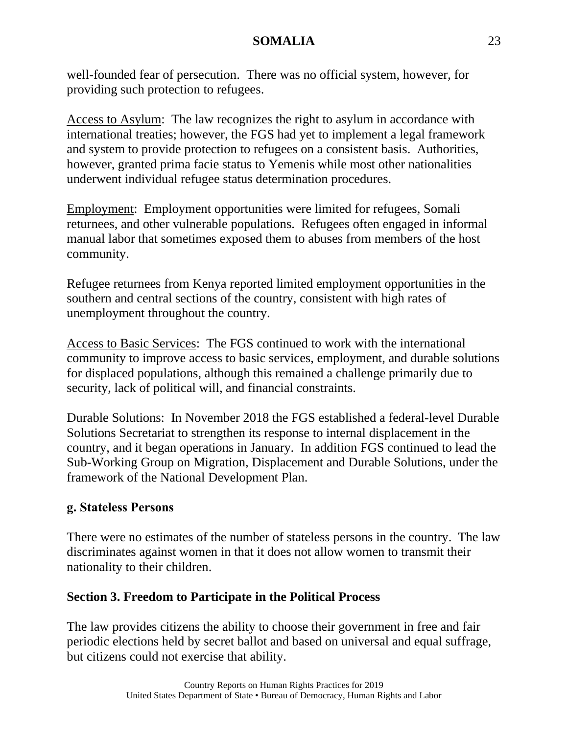well-founded fear of persecution. There was no official system, however, for providing such protection to refugees.

Access to Asylum: The law recognizes the right to asylum in accordance with international treaties; however, the FGS had yet to implement a legal framework and system to provide protection to refugees on a consistent basis. Authorities, however, granted prima facie status to Yemenis while most other nationalities underwent individual refugee status determination procedures.

Employment: Employment opportunities were limited for refugees, Somali returnees, and other vulnerable populations. Refugees often engaged in informal manual labor that sometimes exposed them to abuses from members of the host community.

Refugee returnees from Kenya reported limited employment opportunities in the southern and central sections of the country, consistent with high rates of unemployment throughout the country.

Access to Basic Services: The FGS continued to work with the international community to improve access to basic services, employment, and durable solutions for displaced populations, although this remained a challenge primarily due to security, lack of political will, and financial constraints.

Durable Solutions: In November 2018 the FGS established a federal-level Durable Solutions Secretariat to strengthen its response to internal displacement in the country, and it began operations in January. In addition FGS continued to lead the Sub-Working Group on Migration, Displacement and Durable Solutions, under the framework of the National Development Plan.

### g. Stateless Persons

There were no estimates of the number of stateless persons in the country. The law discriminates against women in that it does not allow women to transmit their nationality to their children.

## Section 3. Freedom to Participate in the Political Process

The law provides citizens the ability to choose their government in free and fair periodic elections held by secret ballot and based on universal and equal suffrage, but citizens could not exercise that ability.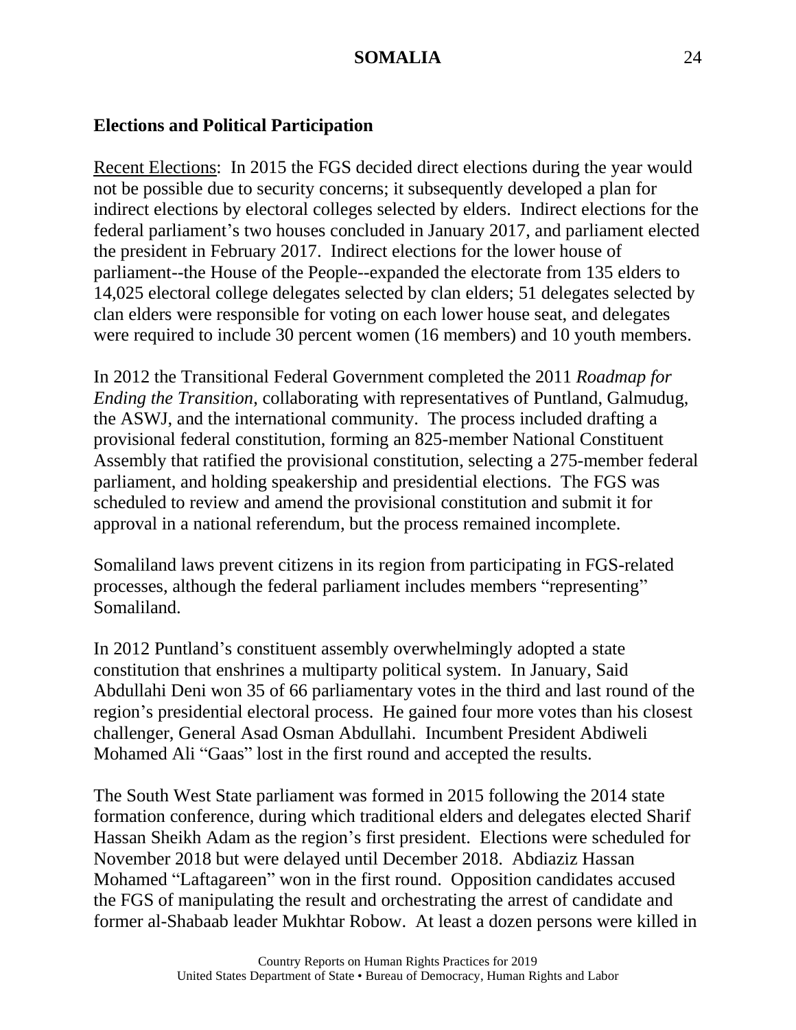## Elections and Political Participation

Recent Elections: In 2015 the FGS decided direct elections during the year would not be possible due to security concerns; it subsequently developed a plan for indirect elections by electoral colleges selected by elders. Indirect elections for the federal parliament's two houses concluded in January 2017, and parliament elected the president in February 2017. Indirect elections for the lower house of parliament--the House of the People--expanded the electorate from 135 elders to 14,025 electoral college delegates selected by clan elders; 51 delegates selected by clan elders were responsible for voting on each lower house seat, and delegates were required to include 30 percent women (16 members) and 10 youth members.

In 2012 the Transitional Federal Government completed the 2011 *Roadmap for Ending the Transition,* collaborating with representatives of Puntland, Galmudug, the ASWJ, and the international community. The process included drafting a provisional federal constitution, forming an 825-member National Constituent Assembly that ratified the provisional constitution, selecting a 275-member federal parliament, and holding speakership and presidential elections. The FGS was scheduled to review and amend the provisional constitution and submit it for approval in a national referendum, but the process remained incomplete.

Somaliland laws prevent citizens in its region from participating in FGS-related processes, although the federal parliament includes members "representing" Somaliland.

In 2012 Puntland's constituent assembly overwhelmingly adopted a state constitution that enshrines a multiparty political system. In January, Said Abdullahi Deni won 35 of 66 parliamentary votes in the third and last round of the region's presidential electoral process. He gained four more votes than his closest challenger, General Asad Osman Abdullahi. Incumbent President Abdiweli Mohamed Ali "Gaas" lost in the first round and accepted the results.

The South West State parliament was formed in 2015 following the 2014 state formation conference, during which traditional elders and delegates elected Sharif Hassan Sheikh Adam as the region's first president. Elections were scheduled for November 2018 but were delayed until December 2018. Abdiaziz Hassan Mohamed "Laftagareen" won in the first round. Opposition candidates accused the FGS of manipulating the result and orchestrating the arrest of candidate and former al-Shabaab leader Mukhtar Robow. At least a dozen persons were killed in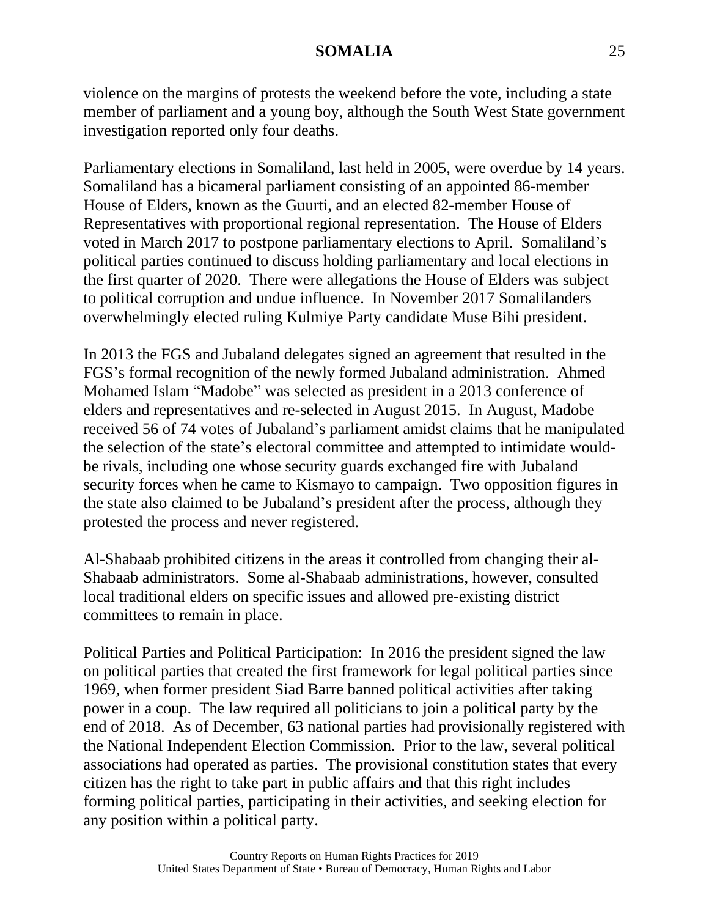violence on the margins of protests the weekend before the vote, including a state member of parliament and a young boy, although the South West State government investigation reported only four deaths.

Parliamentary elections in Somaliland, last held in 2005, were overdue by 14 years. Somaliland has a bicameral parliament consisting of an appointed 86-member House of Elders, known as the Guurti, and an elected 82-member House of Representatives with proportional regional representation. The House of Elders voted in March 2017 to postpone parliamentary elections to April. Somaliland's political parties continued to discuss holding parliamentary and local elections in the first quarter of 2020. There were allegations the House of Elders was subject to political corruption and undue influence. In November 2017 Somalilanders overwhelmingly elected ruling Kulmiye Party candidate Muse Bihi president.

In 2013 the FGS and Jubaland delegates signed an agreement that resulted in the FGS's formal recognition of the newly formed Jubaland administration. Ahmed Mohamed Islam "Madobe" was selected as president in a 2013 conference of elders and representatives and re-selected in August 2015. In August, Madobe received 56 of 74 votes of Jubaland's parliament amidst claims that he manipulated the selection of the state's electoral committee and attempted to intimidate would-be rivals, including one whose security guards exchanged fire with Jubaland security forces when he came to Kismayo to campaign. Two opposition figures in the state also claimed to be Jubaland's president after the process, although they protested the process and never registered.

Al-Shabaab prohibited citizens in the areas it controlled from changing their al-Shabaab administrators. Some al-Shabaab administrations, however, consulted local traditional elders on specific issues and allowed pre-existing district committees to remain in place.

Political Parties and Political Participation: In 2016 the president signed the law on political parties that created the first framework for legal political parties since 1969, when former president Siad Barre banned political activities after taking power in a coup. The law required all politicians to join a political party by the end of 2018. As of December, 63 national parties had provisionally registered with the National Independent Election Commission. Prior to the law, several political associations had operated as parties. The provisional constitution states that every citizen has the right to take part in public affairs and that this right includes forming political parties, participating in their activities, and seeking election for any position within a political party.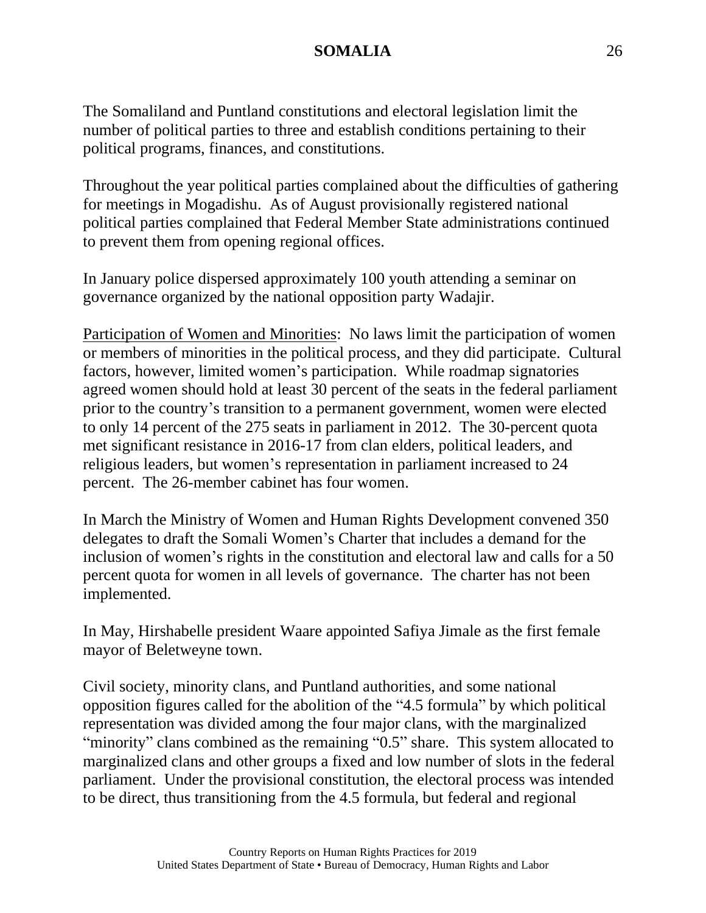The Somaliland and Puntland constitutions and electoral legislation limit the number of political parties to three and establish conditions pertaining to their political programs, finances, and constitutions.

Throughout the year political parties complained about the difficulties of gathering for meetings in Mogadishu. As of August provisionally registered national political parties complained that Federal Member State administrations continued to prevent them from opening regional offices.

In January police dispersed approximately 100 youth attending a seminar on governance organized by the national opposition party Wadajir.

Participation of Women and Minorities: No laws limit the participation of women or members of minorities in the political process, and they did participate. Cultural factors, however, limited women's participation. While roadmap signatories agreed women should hold at least 30 percent of the seats in the federal parliament prior to the country's transition to a permanent government, women were elected to only 14 percent of the 275 seats in parliament in 2012. The 30-percent quota met significant resistance in 2016-17 from clan elders, political leaders, and religious leaders, but women's representation in parliament increased to 24 percent. The 26-member cabinet has four women.

In March the Ministry of Women and Human Rights Development convened 350 delegates to draft the Somali Women's Charter that includes a demand for the inclusion of women's rights in the constitution and electoral law and calls for a 50 percent quota for women in all levels of governance. The charter has not been implemented.

In May, Hirshabelle president Waare appointed Safiya Jimale as the first female mayor of Beletweyne town.

Civil society, minority clans, and Puntland authorities, and some national opposition figures called for the abolition of the "4.5 formula" by which political representation was divided among the four major clans, with the marginalized "minority" clans combined as the remaining "0.5" share. This system allocated to marginalized clans and other groups a fixed and low number of slots in the federal parliament. Under the provisional constitution, the electoral process was intended to be direct, thus transitioning from the 4.5 formula, but federal and regional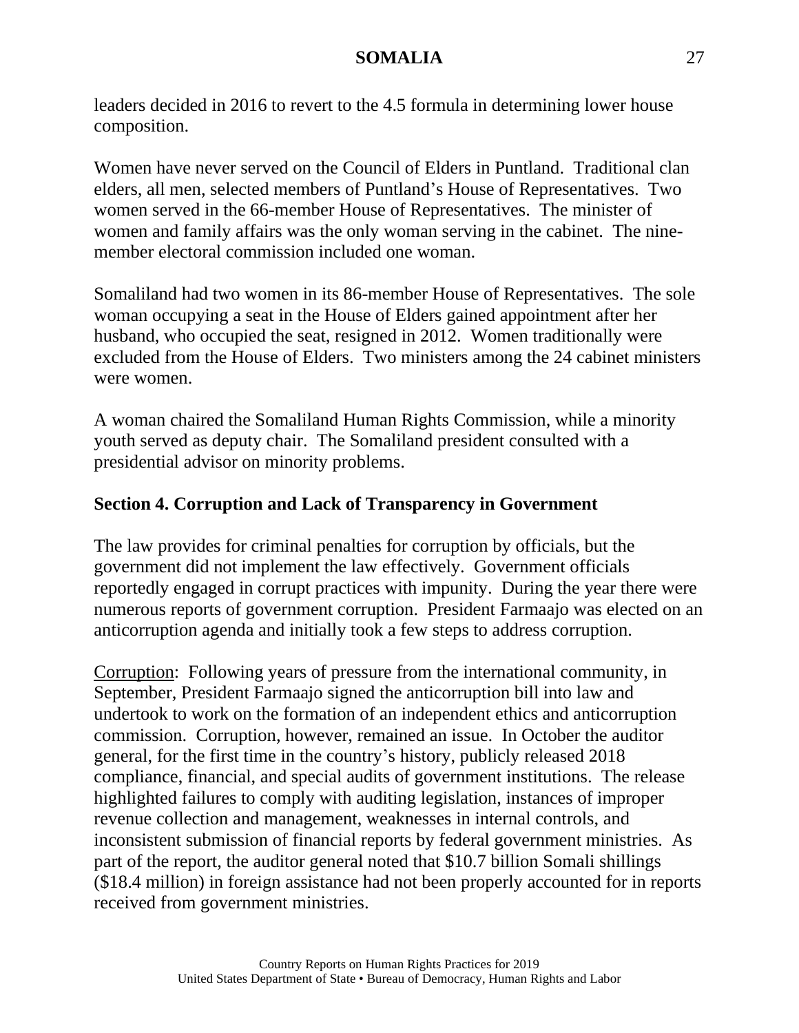leaders decided in 2016 to revert to the 4.5 formula in determining lower house composition.

Women have never served on the Council of Elders in Puntland. Traditional clan elders, all men, selected members of Puntland's House of Representatives. Two women served in the 66-member House of Representatives. The minister of women and family affairs was the only woman serving in the cabinet. The nine-member electoral commission included one woman.

Somaliland had two women in its 86-member House of Representatives. The sole woman occupying a seat in the House of Elders gained appointment after her husband, who occupied the seat, resigned in 2012. Women traditionally were excluded from the House of Elders. Two ministers among the 24 cabinet ministers were women.

A woman chaired the Somaliland Human Rights Commission, while a minority youth served as deputy chair. The Somaliland president consulted with a presidential advisor on minority problems.

## Section 4. Corruption and Lack of Transparency in Government

The law provides for criminal penalties for corruption by officials, but the government did not implement the law effectively. Government officials reportedly engaged in corrupt practices with impunity. During the year there were numerous reports of government corruption. President Farmaajo was elected on an anticorruption agenda and initially took a few steps to address corruption.

Corruption: Following years of pressure from the international community, in September, President Farmaajo signed the anticorruption bill into law and undertook to work on the formation of an independent ethics and anticorruption commission. Corruption, however, remained an issue. In October the auditor general, for the first time in the country's history, publicly released 2018 compliance, financial, and special audits of government institutions. The release highlighted failures to comply with auditing legislation, instances of improper revenue collection and management, weaknesses in internal controls, and inconsistent submission of financial reports by federal government ministries. As part of the report, the auditor general noted that $10.7 billion Somali shillings ($18.4 million) in foreign assistance had not been properly accounted for in reports received from government ministries.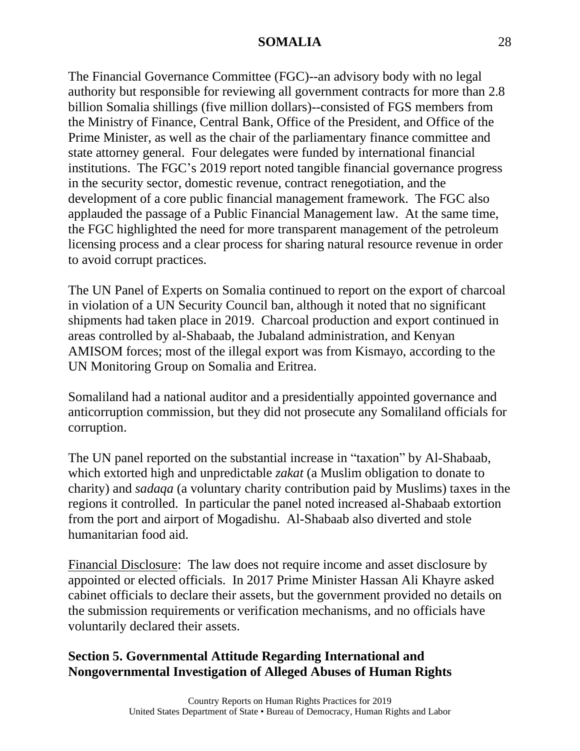The Financial Governance Committee (FGC)--an advisory body with no legal authority but responsible for reviewing all government contracts for more than 2.8 billion Somalia shillings (five million dollars)--consisted of FGS members from the Ministry of Finance, Central Bank, Office of the President, and Office of the Prime Minister, as well as the chair of the parliamentary finance committee and state attorney general. Four delegates were funded by international financial institutions. The FGC's 2019 report noted tangible financial governance progress in the security sector, domestic revenue, contract renegotiation, and the development of a core public financial management framework. The FGC also applauded the passage of a Public Financial Management law. At the same time, the FGC highlighted the need for more transparent management of the petroleum licensing process and a clear process for sharing natural resource revenue in order to avoid corrupt practices.

The UN Panel of Experts on Somalia continued to report on the export of charcoal in violation of a UN Security Council ban, although it noted that no significant shipments had taken place in 2019. Charcoal production and export continued in areas controlled by al-Shabaab, the Jubaland administration, and Kenyan AMISOM forces; most of the illegal export was from Kismayo, according to the UN Monitoring Group on Somalia and Eritrea.

Somaliland had a national auditor and a presidentially appointed governance and anticorruption commission, but they did not prosecute any Somaliland officials for corruption.

The UN panel reported on the substantial increase in "taxation" by Al-Shabaab, which extorted high and unpredictable *zakat* (a Muslim obligation to donate to charity) and *sadaqa* (a voluntary charity contribution paid by Muslims) taxes in the regions it controlled. In particular the panel noted increased al-Shabaab extortion from the port and airport of Mogadishu. Al-Shabaab also diverted and stole humanitarian food aid.

<u>Financial Disclosure</u>: The law does not require income and asset disclosure by appointed or elected officials. In 2017 Prime Minister Hassan Ali Khayre asked cabinet officials to declare their assets, but the government provided no details on the submission requirements or verification mechanisms, and no officials have voluntarily declared their assets.

## Section 5. Governmental Attitude Regarding International and Nongovernmental Investigation of Alleged Abuses of Human Rights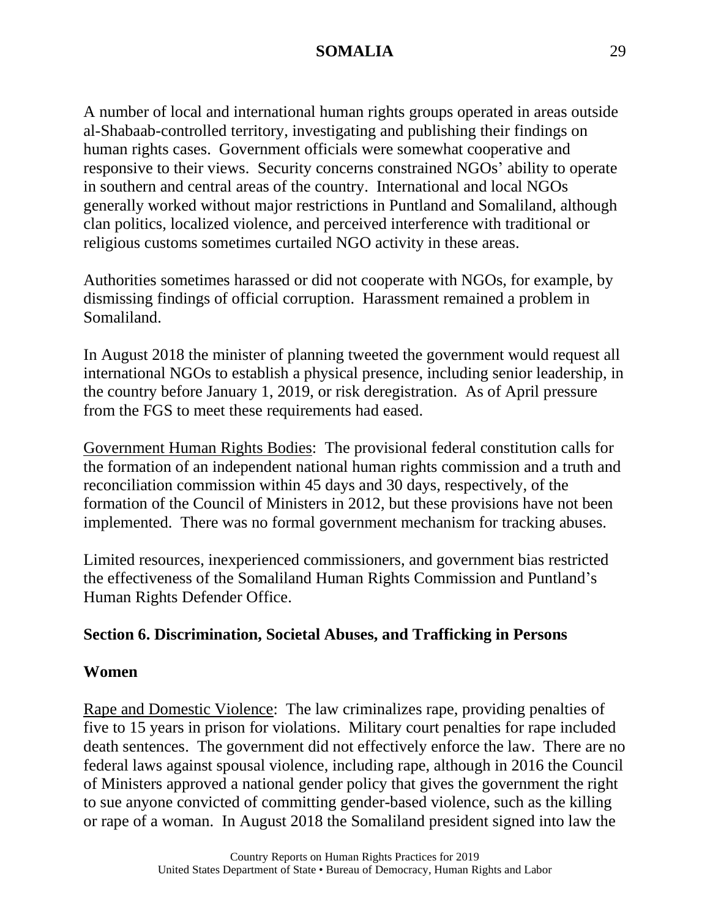A number of local and international human rights groups operated in areas outside al-Shabaab-controlled territory, investigating and publishing their findings on human rights cases. Government officials were somewhat cooperative and responsive to their views. Security concerns constrained NGOs' ability to operate in southern and central areas of the country. International and local NGOs generally worked without major restrictions in Puntland and Somaliland, although clan politics, localized violence, and perceived interference with traditional or religious customs sometimes curtailed NGO activity in these areas.

Authorities sometimes harassed or did not cooperate with NGOs, for example, by dismissing findings of official corruption. Harassment remained a problem in Somaliland.

In August 2018 the minister of planning tweeted the government would request all international NGOs to establish a physical presence, including senior leadership, in the country before January 1, 2019, or risk deregistration. As of April pressure from the FGS to meet these requirements had eased.

Government Human Rights Bodies: The provisional federal constitution calls for the formation of an independent national human rights commission and a truth and reconciliation commission within 45 days and 30 days, respectively, of the formation of the Council of Ministers in 2012, but these provisions have not been implemented. There was no formal government mechanism for tracking abuses.

Limited resources, inexperienced commissioners, and government bias restricted the effectiveness of the Somaliland Human Rights Commission and Puntland's Human Rights Defender Office.

## Section 6. Discrimination, Societal Abuses, and Trafficking in Persons

### Women

Rape and Domestic Violence: The law criminalizes rape, providing penalties of five to 15 years in prison for violations. Military court penalties for rape included death sentences. The government did not effectively enforce the law. There are no federal laws against spousal violence, including rape, although in 2016 the Council of Ministers approved a national gender policy that gives the government the right to sue anyone convicted of committing gender-based violence, such as the killing or rape of a woman. In August 2018 the Somaliland president signed into law the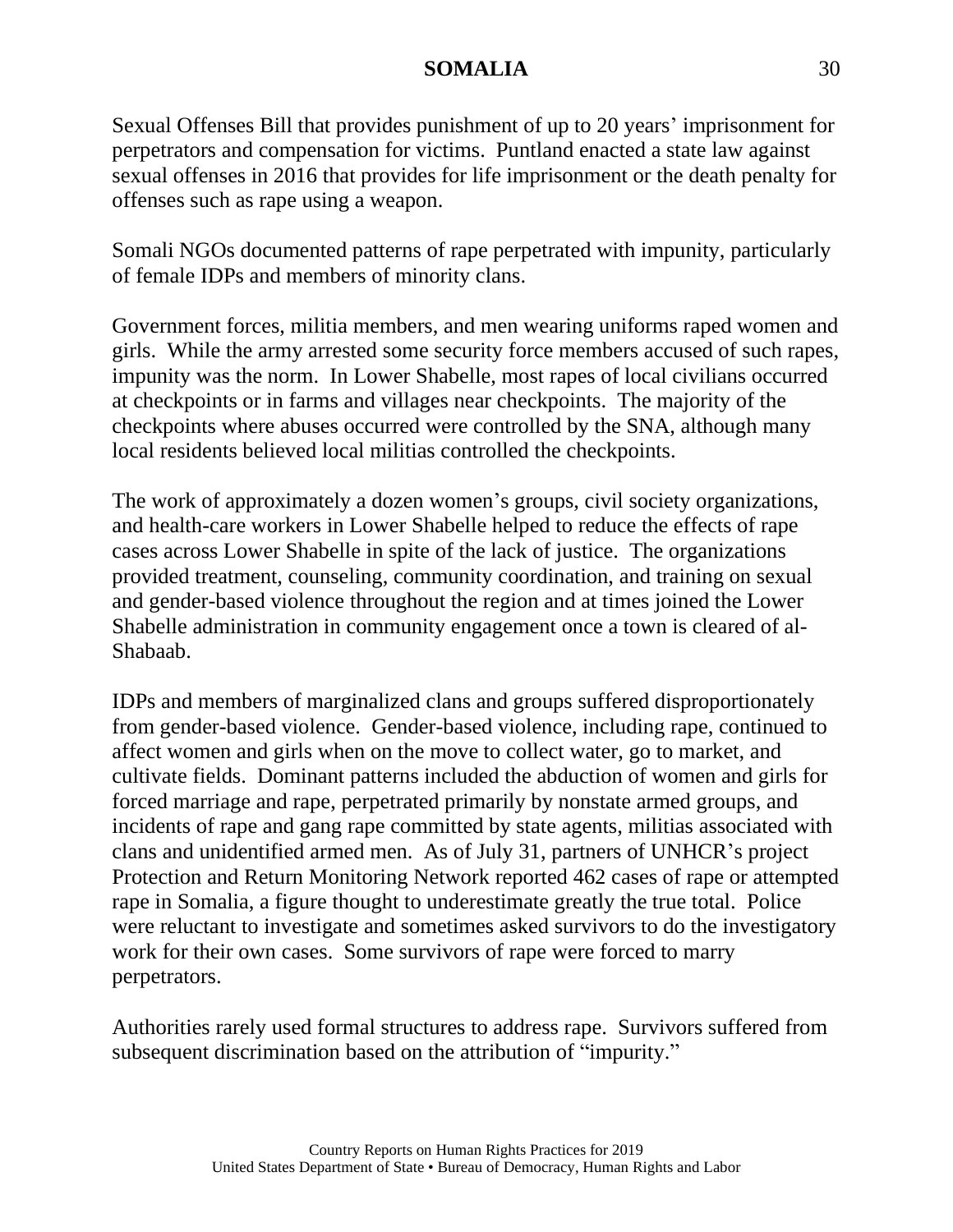Sexual Offenses Bill that provides punishment of up to 20 years' imprisonment for perpetrators and compensation for victims. Puntland enacted a state law against sexual offenses in 2016 that provides for life imprisonment or the death penalty for offenses such as rape using a weapon.

Somali NGOs documented patterns of rape perpetrated with impunity, particularly of female IDPs and members of minority clans.

Government forces, militia members, and men wearing uniforms raped women and girls. While the army arrested some security force members accused of such rapes, impunity was the norm. In Lower Shabelle, most rapes of local civilians occurred at checkpoints or in farms and villages near checkpoints. The majority of the checkpoints where abuses occurred were controlled by the SNA, although many local residents believed local militias controlled the checkpoints.

The work of approximately a dozen women's groups, civil society organizations, and health-care workers in Lower Shabelle helped to reduce the effects of rape cases across Lower Shabelle in spite of the lack of justice. The organizations provided treatment, counseling, community coordination, and training on sexual and gender-based violence throughout the region and at times joined the Lower Shabelle administration in community engagement once a town is cleared of al-Shabaab.

IDPs and members of marginalized clans and groups suffered disproportionately from gender-based violence. Gender-based violence, including rape, continued to affect women and girls when on the move to collect water, go to market, and cultivate fields. Dominant patterns included the abduction of women and girls for forced marriage and rape, perpetrated primarily by nonstate armed groups, and incidents of rape and gang rape committed by state agents, militias associated with clans and unidentified armed men. As of July 31, partners of UNHCR's project Protection and Return Monitoring Network reported 462 cases of rape or attempted rape in Somalia, a figure thought to underestimate greatly the true total. Police were reluctant to investigate and sometimes asked survivors to do the investigatory work for their own cases. Some survivors of rape were forced to marry perpetrators.

Authorities rarely used formal structures to address rape. Survivors suffered from subsequent discrimination based on the attribution of "impurity."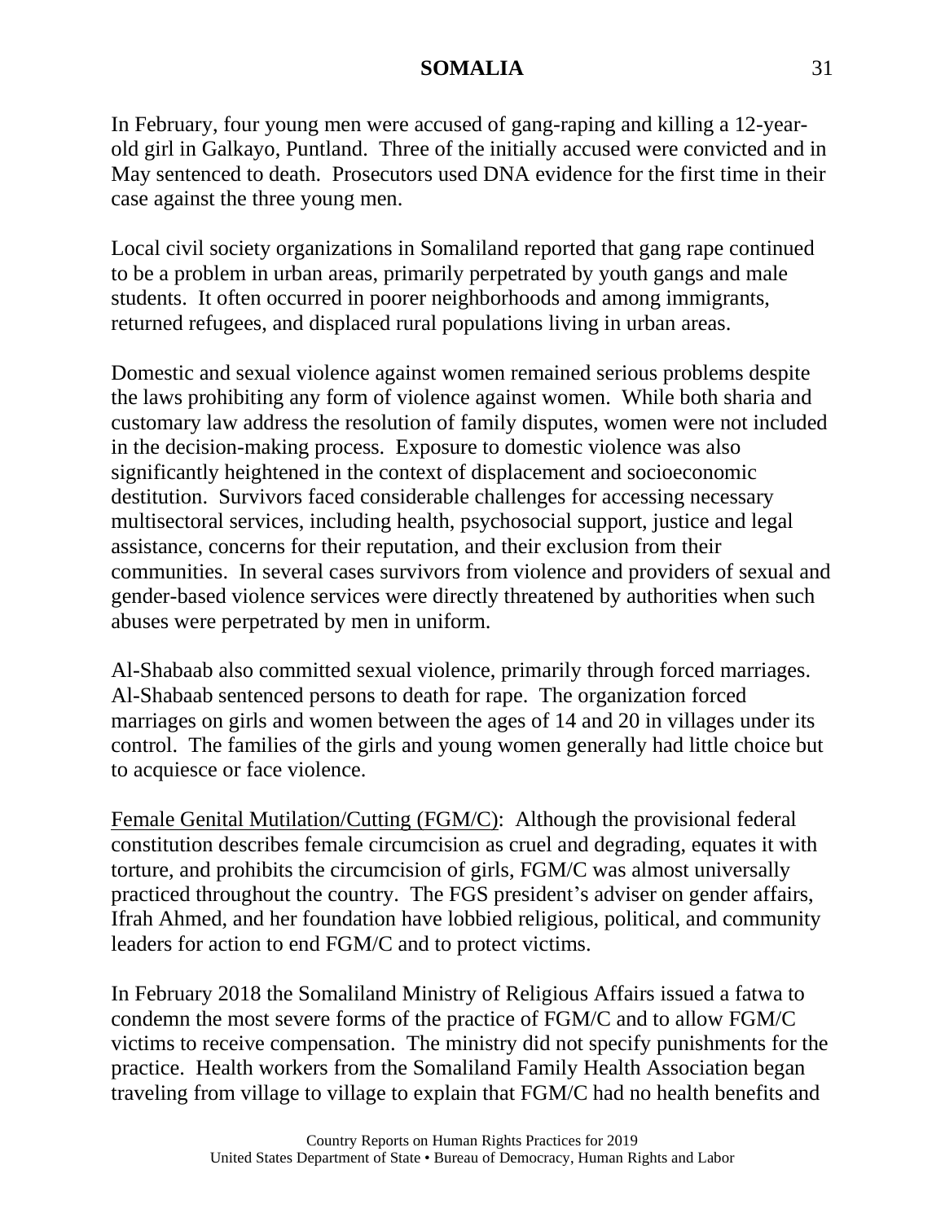In February, four young men were accused of gang-raping and killing a 12-year-old girl in Galkayo, Puntland. Three of the initially accused were convicted and in May sentenced to death. Prosecutors used DNA evidence for the first time in their case against the three young men.

Local civil society organizations in Somaliland reported that gang rape continued to be a problem in urban areas, primarily perpetrated by youth gangs and male students. It often occurred in poorer neighborhoods and among immigrants, returned refugees, and displaced rural populations living in urban areas.

Domestic and sexual violence against women remained serious problems despite the laws prohibiting any form of violence against women. While both sharia and customary law address the resolution of family disputes, women were not included in the decision-making process. Exposure to domestic violence was also significantly heightened in the context of displacement and socioeconomic destitution. Survivors faced considerable challenges for accessing necessary multisectoral services, including health, psychosocial support, justice and legal assistance, concerns for their reputation, and their exclusion from their communities. In several cases survivors from violence and providers of sexual and gender-based violence services were directly threatened by authorities when such abuses were perpetrated by men in uniform.

Al-Shabaab also committed sexual violence, primarily through forced marriages. Al-Shabaab sentenced persons to death for rape. The organization forced marriages on girls and women between the ages of 14 and 20 in villages under its control. The families of the girls and young women generally had little choice but to acquiesce or face violence.

Female Genital Mutilation/Cutting (FGM/C): Although the provisional federal constitution describes female circumcision as cruel and degrading, equates it with torture, and prohibits the circumcision of girls, FGM/C was almost universally practiced throughout the country. The FGS president's adviser on gender affairs, Ifrah Ahmed, and her foundation have lobbied religious, political, and community leaders for action to end FGM/C and to protect victims.

In February 2018 the Somaliland Ministry of Religious Affairs issued a fatwa to condemn the most severe forms of the practice of FGM/C and to allow FGM/C victims to receive compensation. The ministry did not specify punishments for the practice. Health workers from the Somaliland Family Health Association began traveling from village to village to explain that FGM/C had no health benefits and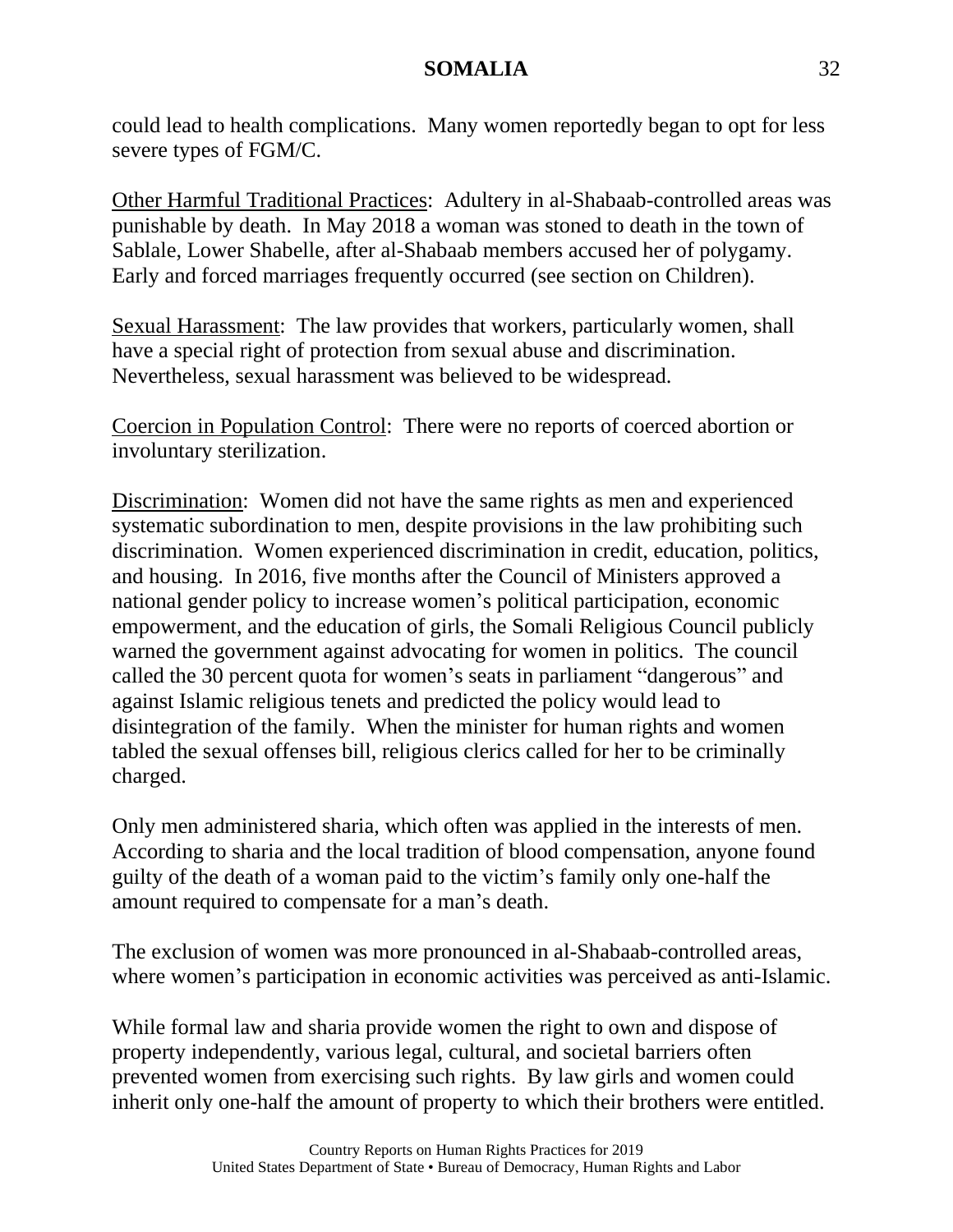could lead to health complications. Many women reportedly began to opt for less severe types of FGM/C.

Other Harmful Traditional Practices: Adultery in al-Shabaab-controlled areas was punishable by death. In May 2018 a woman was stoned to death in the town of Sablale, Lower Shabelle, after al-Shabaab members accused her of polygamy. Early and forced marriages frequently occurred (see section on Children).

Sexual Harassment: The law provides that workers, particularly women, shall have a special right of protection from sexual abuse and discrimination. Nevertheless, sexual harassment was believed to be widespread.

Coercion in Population Control: There were no reports of coerced abortion or involuntary sterilization.

Discrimination: Women did not have the same rights as men and experienced systematic subordination to men, despite provisions in the law prohibiting such discrimination. Women experienced discrimination in credit, education, politics, and housing. In 2016, five months after the Council of Ministers approved a national gender policy to increase women's political participation, economic empowerment, and the education of girls, the Somali Religious Council publicly warned the government against advocating for women in politics. The council called the 30 percent quota for women's seats in parliament "dangerous" and against Islamic religious tenets and predicted the policy would lead to disintegration of the family. When the minister for human rights and women tabled the sexual offenses bill, religious clerics called for her to be criminally charged.

Only men administered sharia, which often was applied in the interests of men. According to sharia and the local tradition of blood compensation, anyone found guilty of the death of a woman paid to the victim's family only one-half the amount required to compensate for a man's death.

The exclusion of women was more pronounced in al-Shabaab-controlled areas, where women's participation in economic activities was perceived as anti-Islamic.

While formal law and sharia provide women the right to own and dispose of property independently, various legal, cultural, and societal barriers often prevented women from exercising such rights. By law girls and women could inherit only one-half the amount of property to which their brothers were entitled.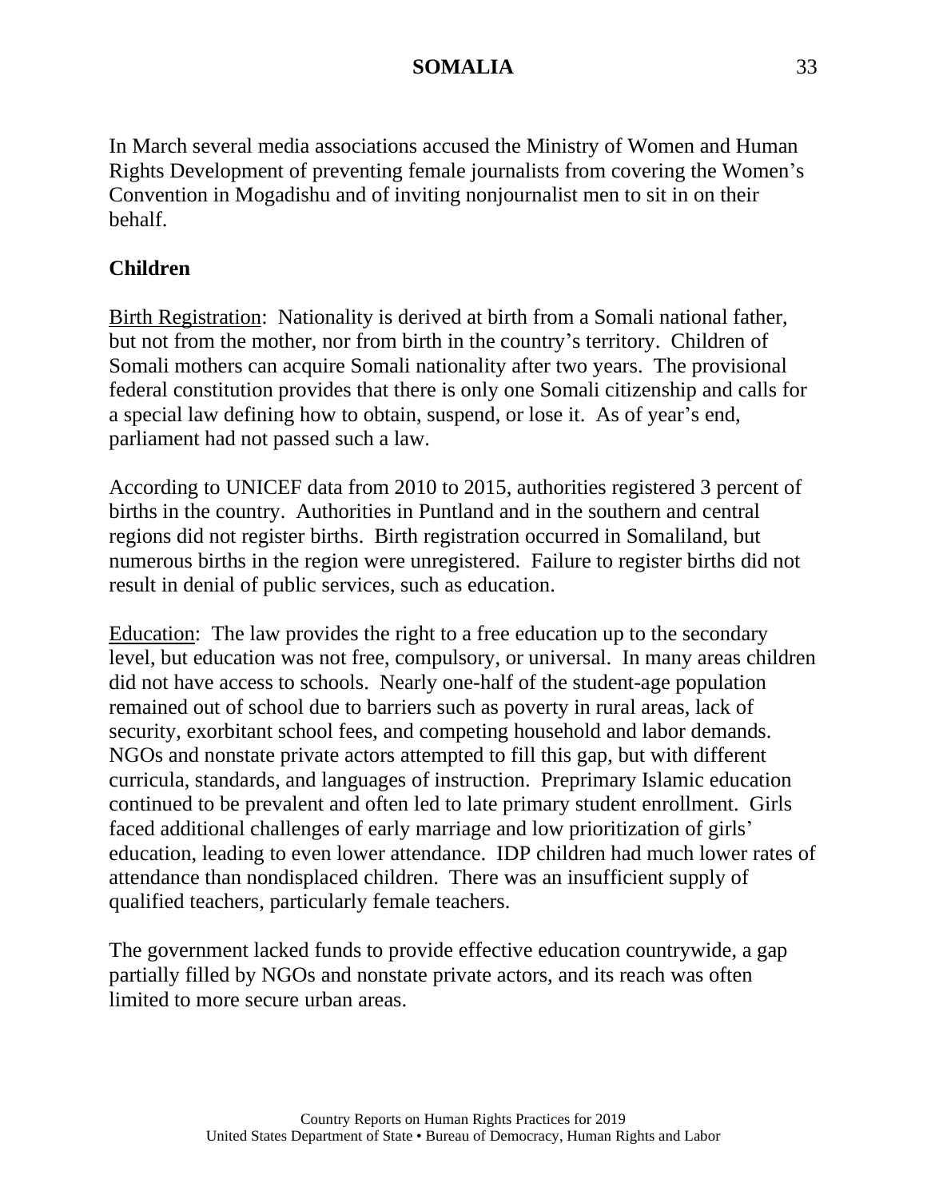In March several media associations accused the Ministry of Women and Human Rights Development of preventing female journalists from covering the Women's Convention in Mogadishu and of inviting nonjournalist men to sit in on their behalf.

**Children**

Birth Registration: Nationality is derived at birth from a Somali national father, but not from the mother, nor from birth in the country's territory. Children of Somali mothers can acquire Somali nationality after two years. The provisional federal constitution provides that there is only one Somali citizenship and calls for a special law defining how to obtain, suspend, or lose it. As of year's end, parliament had not passed such a law.

According to UNICEF data from 2010 to 2015, authorities registered 3 percent of births in the country. Authorities in Puntland and in the southern and central regions did not register births. Birth registration occurred in Somaliland, but numerous births in the region were unregistered. Failure to register births did not result in denial of public services, such as education.

Education: The law provides the right to a free education up to the secondary level, but education was not free, compulsory, or universal. In many areas children did not have access to schools. Nearly one-half of the student-age population remained out of school due to barriers such as poverty in rural areas, lack of security, exorbitant school fees, and competing household and labor demands. NGOs and nonstate private actors attempted to fill this gap, but with different curricula, standards, and languages of instruction. Preprimary Islamic education continued to be prevalent and often led to late primary student enrollment. Girls faced additional challenges of early marriage and low prioritization of girls' education, leading to even lower attendance. IDP children had much lower rates of attendance than nondisplaced children. There was an insufficient supply of qualified teachers, particularly female teachers.

The government lacked funds to provide effective education countrywide, a gap partially filled by NGOs and nonstate private actors, and its reach was often limited to more secure urban areas.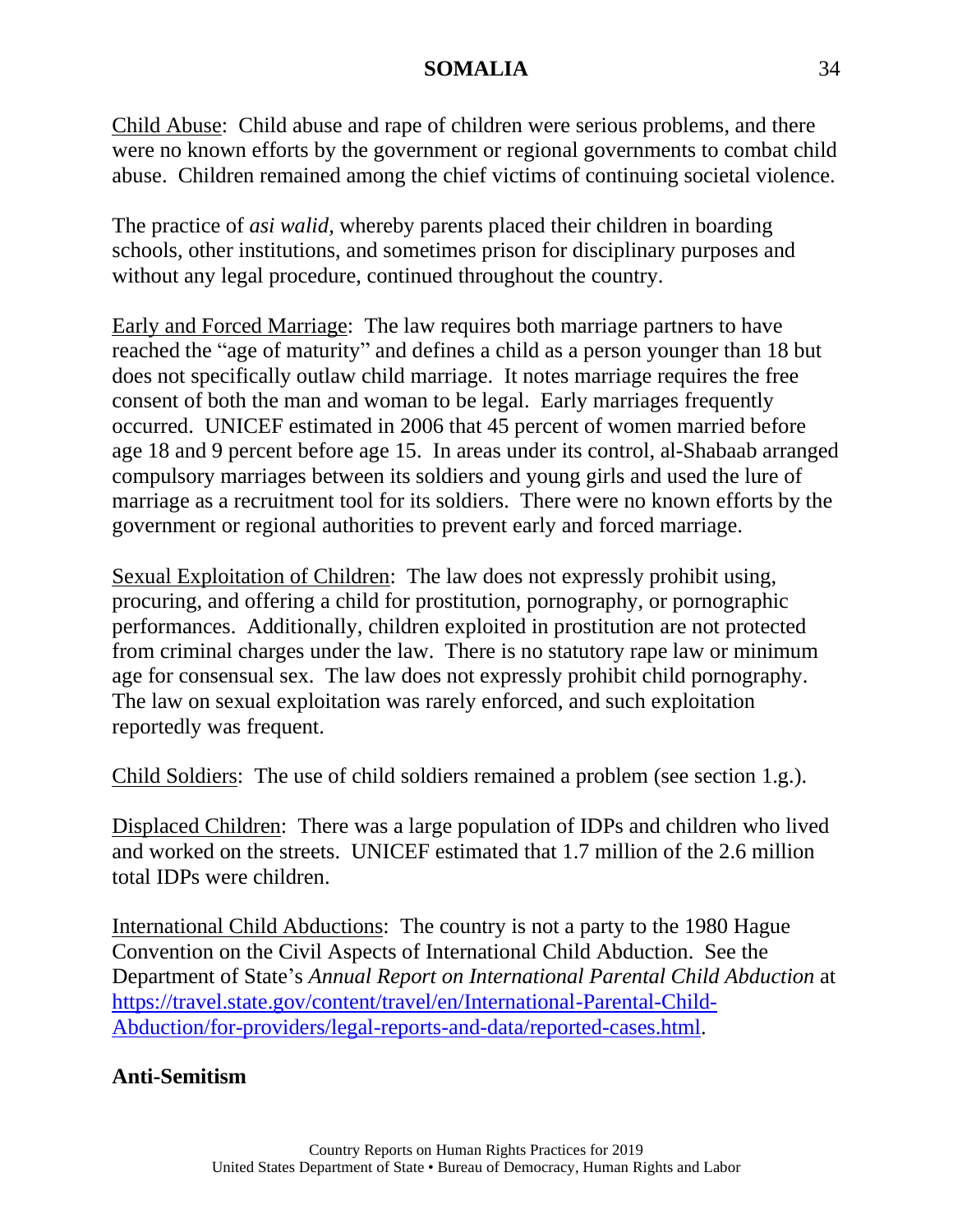Child Abuse: Child abuse and rape of children were serious problems, and there were no known efforts by the government or regional governments to combat child abuse. Children remained among the chief victims of continuing societal violence.

The practice of *asi walid*, whereby parents placed their children in boarding schools, other institutions, and sometimes prison for disciplinary purposes and without any legal procedure, continued throughout the country.

Early and Forced Marriage: The law requires both marriage partners to have reached the "age of maturity" and defines a child as a person younger than 18 but does not specifically outlaw child marriage. It notes marriage requires the free consent of both the man and woman to be legal. Early marriages frequently occurred. UNICEF estimated in 2006 that 45 percent of women married before age 18 and 9 percent before age 15. In areas under its control, al-Shabaab arranged compulsory marriages between its soldiers and young girls and used the lure of marriage as a recruitment tool for its soldiers. There were no known efforts by the government or regional authorities to prevent early and forced marriage.

Sexual Exploitation of Children: The law does not expressly prohibit using, procuring, and offering a child for prostitution, pornography, or pornographic performances. Additionally, children exploited in prostitution are not protected from criminal charges under the law. There is no statutory rape law or minimum age for consensual sex. The law does not expressly prohibit child pornography. The law on sexual exploitation was rarely enforced, and such exploitation reportedly was frequent.

Child Soldiers: The use of child soldiers remained a problem (see section 1.g.).

Displaced Children: There was a large population of IDPs and children who lived and worked on the streets. UNICEF estimated that 1.7 million of the 2.6 million total IDPs were children.

International Child Abductions: The country is not a party to the 1980 Hague Convention on the Civil Aspects of International Child Abduction. See the Department of State's *Annual Report on International Parental Child Abduction* at [https://travel.state.gov/content/travel/en/International-Parental-Child-Abduction/for-providers/legal-reports-and-data/reported-cases.html](https://travel.state.gov/content/travel/en/International-Parental-Child-Abduction/for-providers/legal-reports-and-data/reported-cases.html).

**Anti-Semitism**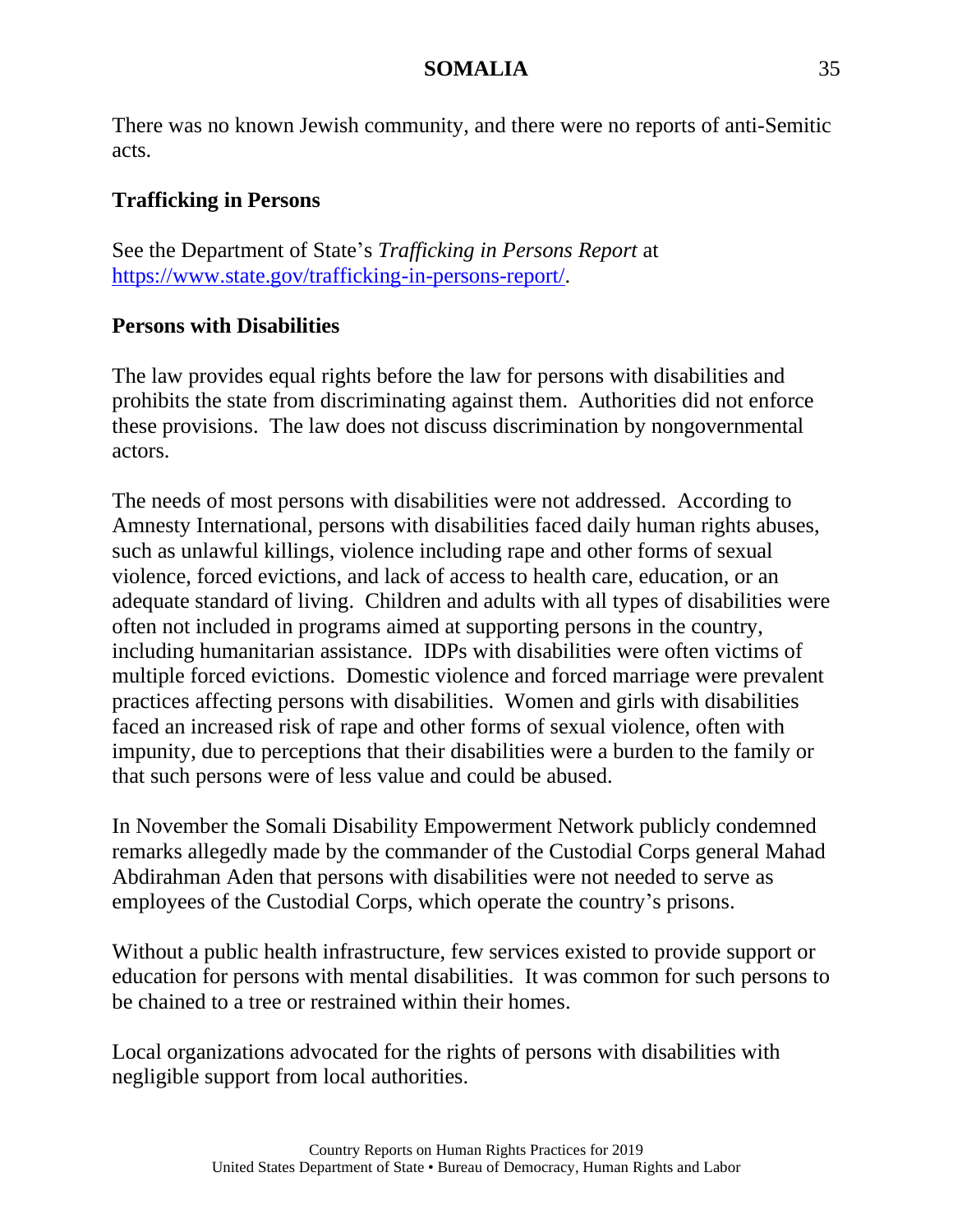There was no known Jewish community, and there were no reports of anti-Semitic acts.

### Trafficking in Persons

See the Department of State's *Trafficking in Persons Report* at [https://www.state.gov/trafficking-in-persons-report/](https://www.state.gov/trafficking-in-persons-report/).

### Persons with Disabilities

The law provides equal rights before the law for persons with disabilities and prohibits the state from discriminating against them. Authorities did not enforce these provisions. The law does not discuss discrimination by nongovernmental actors.

The needs of most persons with disabilities were not addressed. According to Amnesty International, persons with disabilities faced daily human rights abuses, such as unlawful killings, violence including rape and other forms of sexual violence, forced evictions, and lack of access to health care, education, or an adequate standard of living. Children and adults with all types of disabilities were often not included in programs aimed at supporting persons in the country, including humanitarian assistance. IDPs with disabilities were often victims of multiple forced evictions. Domestic violence and forced marriage were prevalent practices affecting persons with disabilities. Women and girls with disabilities faced an increased risk of rape and other forms of sexual violence, often with impunity, due to perceptions that their disabilities were a burden to the family or that such persons were of less value and could be abused.

In November the Somali Disability Empowerment Network publicly condemned remarks allegedly made by the commander of the Custodial Corps general Mahad Abdirahman Aden that persons with disabilities were not needed to serve as employees of the Custodial Corps, which operate the country's prisons.

Without a public health infrastructure, few services existed to provide support or education for persons with mental disabilities. It was common for such persons to be chained to a tree or restrained within their homes.

Local organizations advocated for the rights of persons with disabilities with negligible support from local authorities.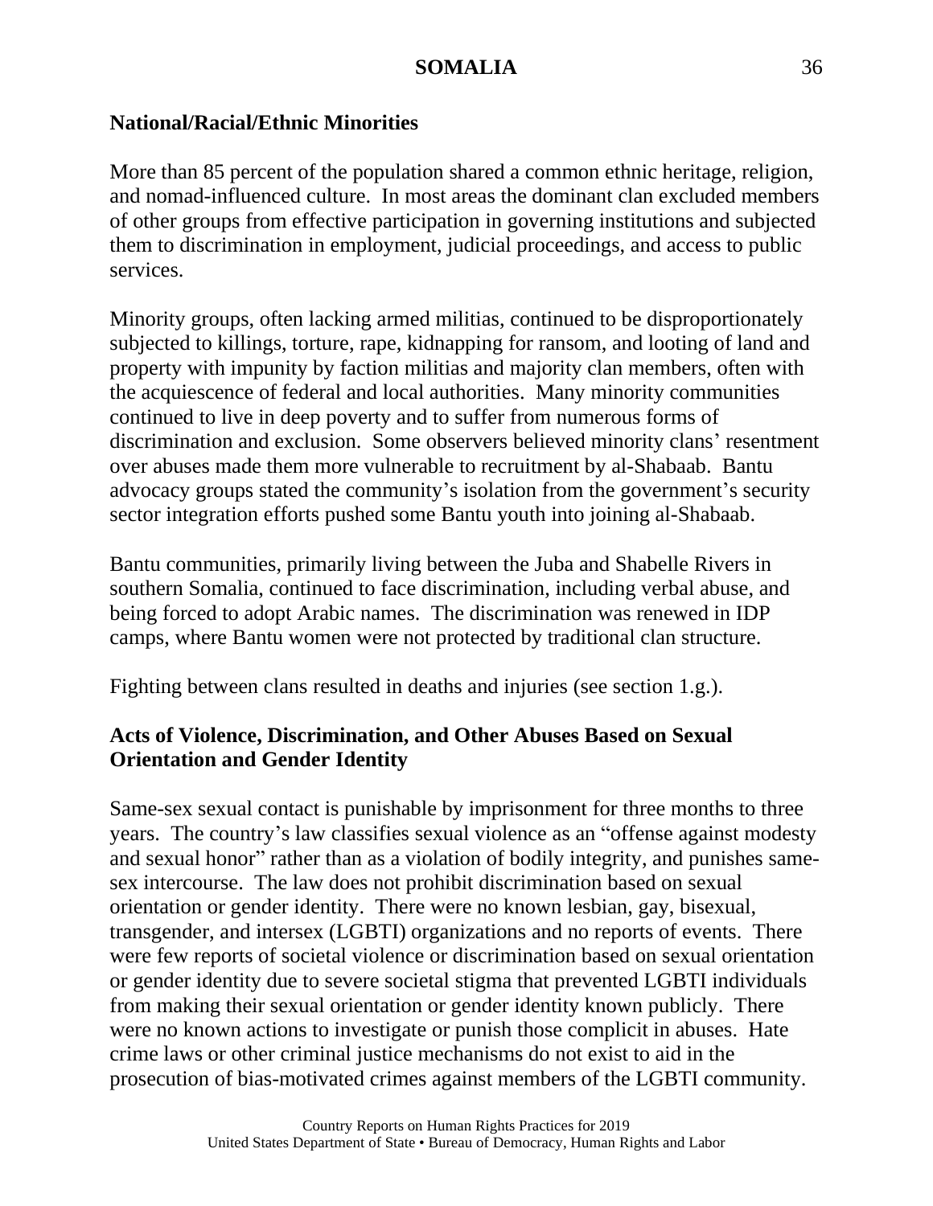### National/Racial/Ethnic Minorities

More than 85 percent of the population shared a common ethnic heritage, religion, and nomad-influenced culture. In most areas the dominant clan excluded members of other groups from effective participation in governing institutions and subjected them to discrimination in employment, judicial proceedings, and access to public services.

Minority groups, often lacking armed militias, continued to be disproportionately subjected to killings, torture, rape, kidnapping for ransom, and looting of land and property with impunity by faction militias and majority clan members, often with the acquiescence of federal and local authorities. Many minority communities continued to live in deep poverty and to suffer from numerous forms of discrimination and exclusion. Some observers believed minority clans' resentment over abuses made them more vulnerable to recruitment by al-Shabaab. Bantu advocacy groups stated the community's isolation from the government's security sector integration efforts pushed some Bantu youth into joining al-Shabaab.

Bantu communities, primarily living between the Juba and Shabelle Rivers in southern Somalia, continued to face discrimination, including verbal abuse, and being forced to adopt Arabic names. The discrimination was renewed in IDP camps, where Bantu women were not protected by traditional clan structure.

Fighting between clans resulted in deaths and injuries (see section 1.g.).

### Acts of Violence, Discrimination, and Other Abuses Based on Sexual Orientation and Gender Identity

Same-sex sexual contact is punishable by imprisonment for three months to three years. The country's law classifies sexual violence as an "offense against modesty and sexual honor" rather than as a violation of bodily integrity, and punishes same-sex intercourse. The law does not prohibit discrimination based on sexual orientation or gender identity. There were no known lesbian, gay, bisexual, transgender, and intersex (LGBTI) organizations and no reports of events. There were few reports of societal violence or discrimination based on sexual orientation or gender identity due to severe societal stigma that prevented LGBTI individuals from making their sexual orientation or gender identity known publicly. There were no known actions to investigate or punish those complicit in abuses. Hate crime laws or other criminal justice mechanisms do not exist to aid in the prosecution of bias-motivated crimes against members of the LGBTI community.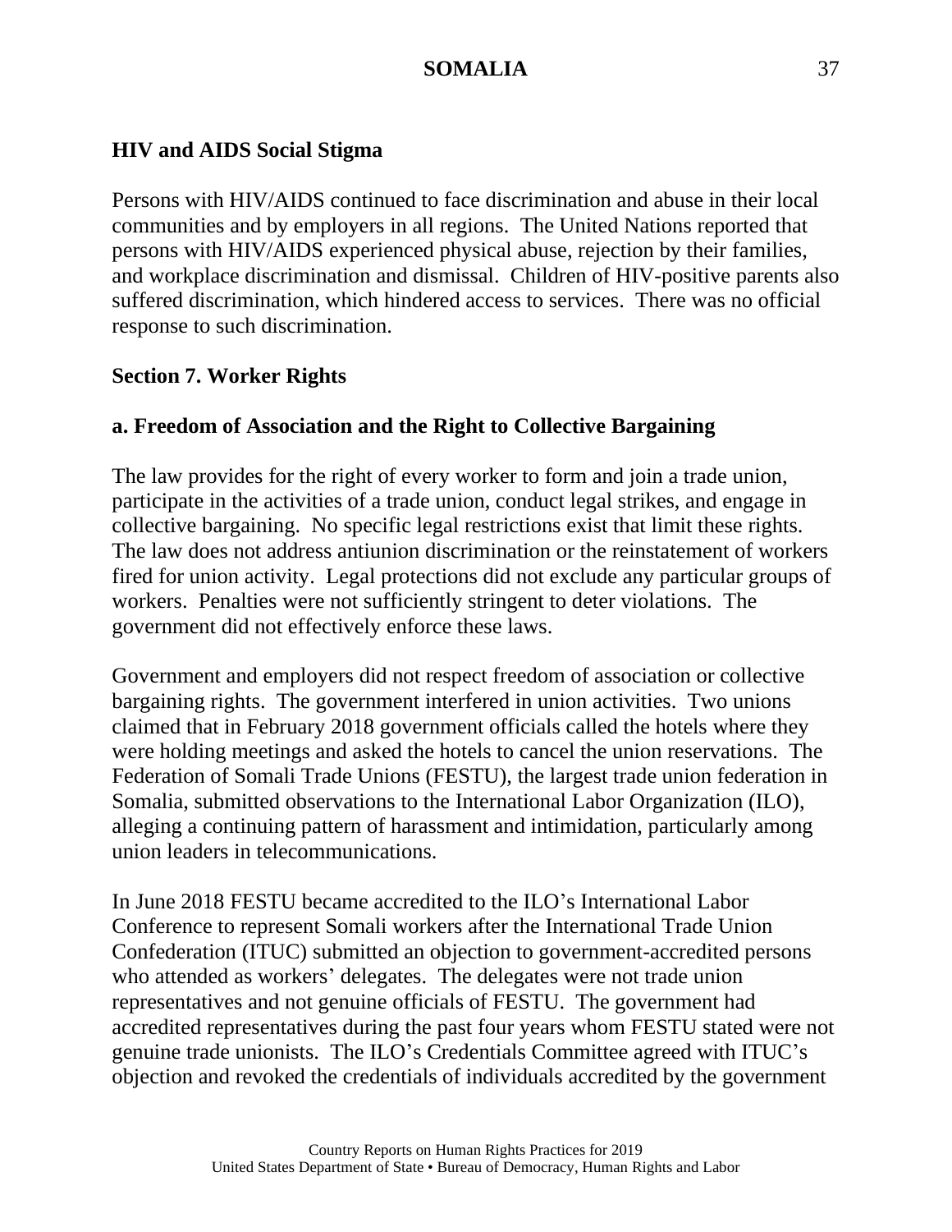### HIV and AIDS Social Stigma

Persons with HIV/AIDS continued to face discrimination and abuse in their local communities and by employers in all regions. The United Nations reported that persons with HIV/AIDS experienced physical abuse, rejection by their families, and workplace discrimination and dismissal. Children of HIV-positive parents also suffered discrimination, which hindered access to services. There was no official response to such discrimination.

## Section 7. Worker Rights

### a. Freedom of Association and the Right to Collective Bargaining

The law provides for the right of every worker to form and join a trade union, participate in the activities of a trade union, conduct legal strikes, and engage in collective bargaining. No specific legal restrictions exist that limit these rights. The law does not address antiunion discrimination or the reinstatement of workers fired for union activity. Legal protections did not exclude any particular groups of workers. Penalties were not sufficiently stringent to deter violations. The government did not effectively enforce these laws.

Government and employers did not respect freedom of association or collective bargaining rights. The government interfered in union activities. Two unions claimed that in February 2018 government officials called the hotels where they were holding meetings and asked the hotels to cancel the union reservations. The Federation of Somali Trade Unions (FESTU), the largest trade union federation in Somalia, submitted observations to the International Labor Organization (ILO), alleging a continuing pattern of harassment and intimidation, particularly among union leaders in telecommunications.

In June 2018 FESTU became accredited to the ILO's International Labor Conference to represent Somali workers after the International Trade Union Confederation (ITUC) submitted an objection to government-accredited persons who attended as workers' delegates. The delegates were not trade union representatives and not genuine officials of FESTU. The government had accredited representatives during the past four years whom FESTU stated were not genuine trade unionists. The ILO's Credentials Committee agreed with ITUC's objection and revoked the credentials of individuals accredited by the government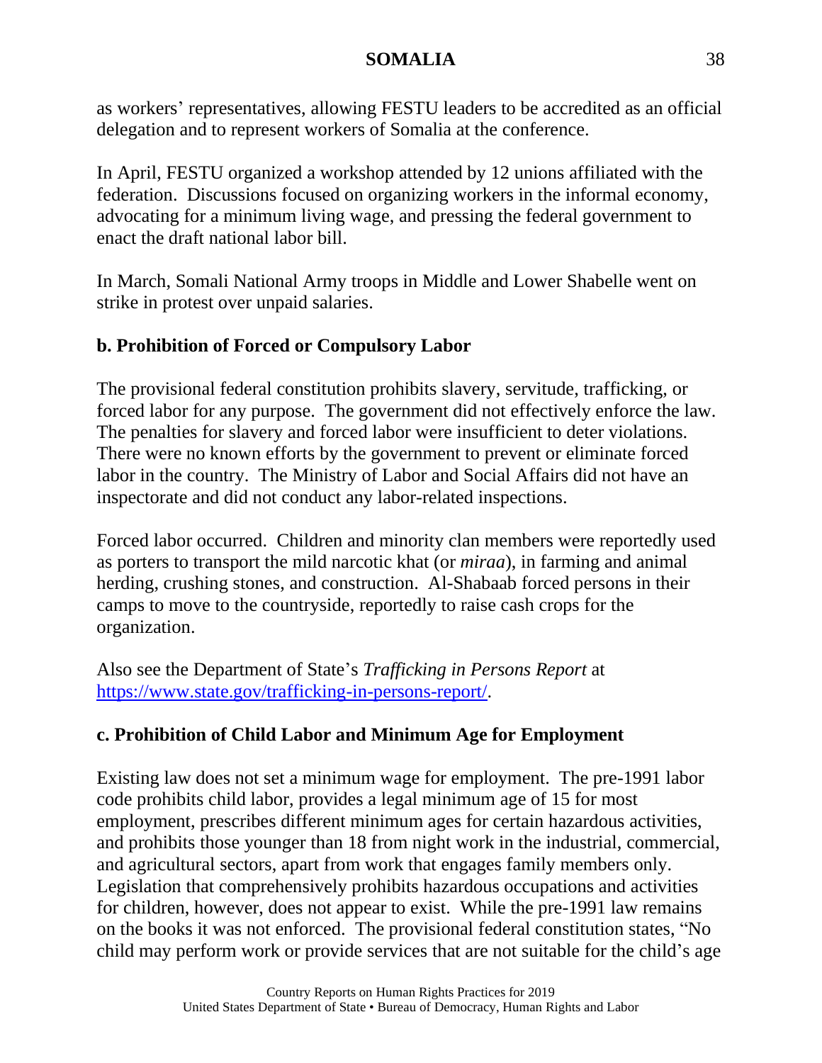as workers' representatives, allowing FESTU leaders to be accredited as an official delegation and to represent workers of Somalia at the conference.

In April, FESTU organized a workshop attended by 12 unions affiliated with the federation. Discussions focused on organizing workers in the informal economy, advocating for a minimum living wage, and pressing the federal government to enact the draft national labor bill.

In March, Somali National Army troops in Middle and Lower Shabelle went on strike in protest over unpaid salaries.

**b. Prohibition of Forced or Compulsory Labor**

The provisional federal constitution prohibits slavery, servitude, trafficking, or forced labor for any purpose. The government did not effectively enforce the law. The penalties for slavery and forced labor were insufficient to deter violations. There were no known efforts by the government to prevent or eliminate forced labor in the country. The Ministry of Labor and Social Affairs did not have an inspectorate and did not conduct any labor-related inspections.

Forced labor occurred. Children and minority clan members were reportedly used as porters to transport the mild narcotic khat (or *miraa*), in farming and animal herding, crushing stones, and construction. Al-Shabaab forced persons in their camps to move to the countryside, reportedly to raise cash crops for the organization.

Also see the Department of State's *Trafficking in Persons Report* at [https://www.state.gov/trafficking-in-persons-report/](https://www.state.gov/trafficking-in-persons-report/).

**c. Prohibition of Child Labor and Minimum Age for Employment**

Existing law does not set a minimum wage for employment. The pre-1991 labor code prohibits child labor, provides a legal minimum age of 15 for most employment, prescribes different minimum ages for certain hazardous activities, and prohibits those younger than 18 from night work in the industrial, commercial, and agricultural sectors, apart from work that engages family members only. Legislation that comprehensively prohibits hazardous occupations and activities for children, however, does not appear to exist. While the pre-1991 law remains on the books it was not enforced. The provisional federal constitution states, "No child may perform work or provide services that are not suitable for the child's age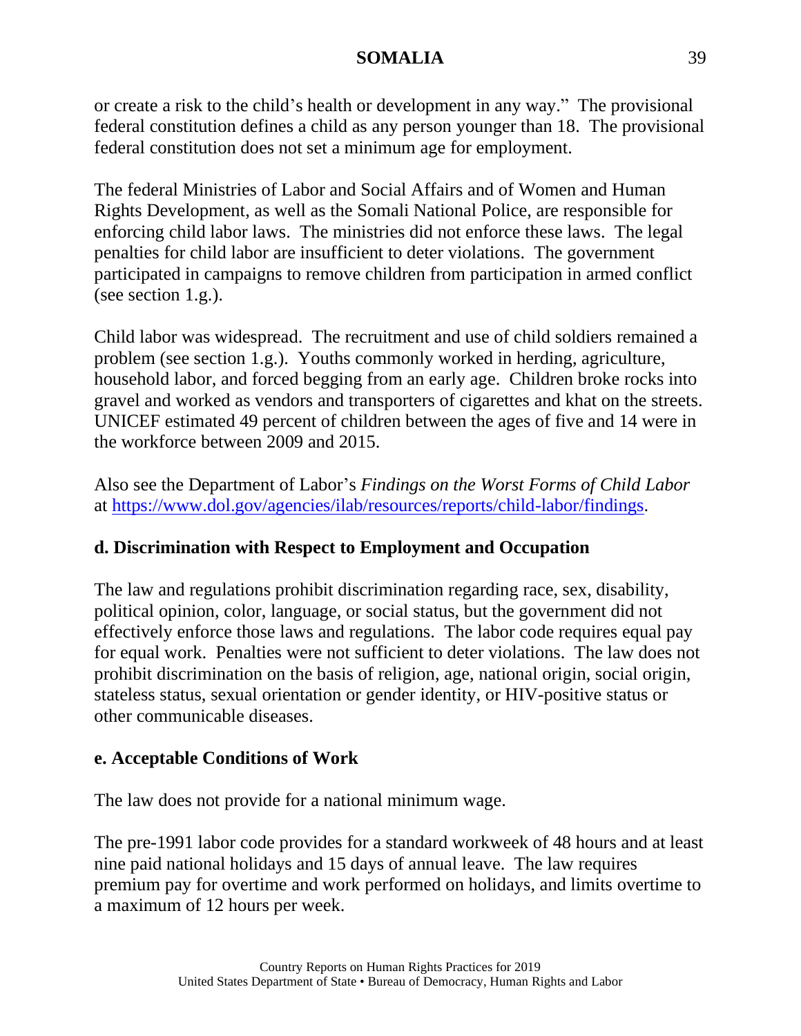or create a risk to the child's health or development in any way." The provisional federal constitution defines a child as any person younger than 18. The provisional federal constitution does not set a minimum age for employment.

The federal Ministries of Labor and Social Affairs and of Women and Human Rights Development, as well as the Somali National Police, are responsible for enforcing child labor laws. The ministries did not enforce these laws. The legal penalties for child labor are insufficient to deter violations. The government participated in campaigns to remove children from participation in armed conflict (see section 1.g.).

Child labor was widespread. The recruitment and use of child soldiers remained a problem (see section 1.g.). Youths commonly worked in herding, agriculture, household labor, and forced begging from an early age. Children broke rocks into gravel and worked as vendors and transporters of cigarettes and khat on the streets. UNICEF estimated 49 percent of children between the ages of five and 14 were in the workforce between 2009 and 2015.

Also see the Department of Labor's *Findings on the Worst Forms of Child Labor* at [https://www.dol.gov/agencies/ilab/resources/reports/child-labor/findings](https://www.dol.gov/agencies/ilab/resources/reports/child-labor/findings).

## d. Discrimination with Respect to Employment and Occupation

The law and regulations prohibit discrimination regarding race, sex, disability, political opinion, color, language, or social status, but the government did not effectively enforce those laws and regulations. The labor code requires equal pay for equal work. Penalties were not sufficient to deter violations. The law does not prohibit discrimination on the basis of religion, age, national origin, social origin, stateless status, sexual orientation or gender identity, or HIV-positive status or other communicable diseases.

## e. Acceptable Conditions of Work

The law does not provide for a national minimum wage.

The pre-1991 labor code provides for a standard workweek of 48 hours and at least nine paid national holidays and 15 days of annual leave. The law requires premium pay for overtime and work performed on holidays, and limits overtime to a maximum of 12 hours per week.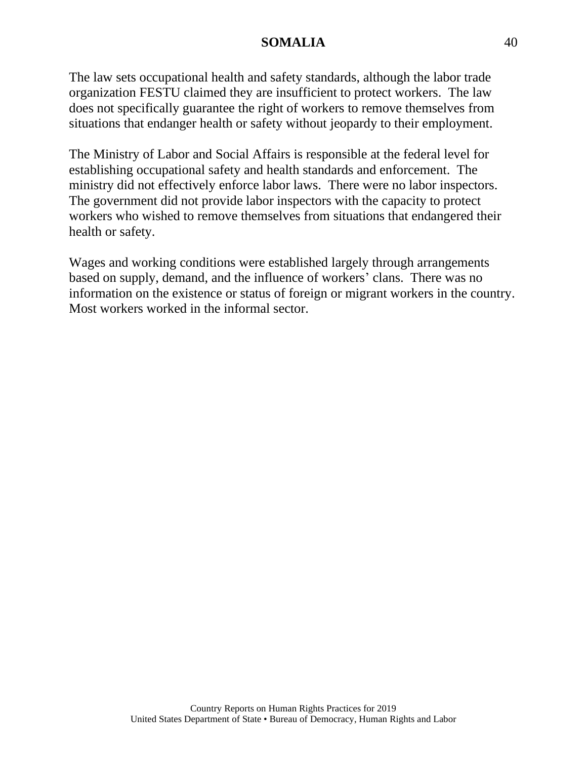The law sets occupational health and safety standards, although the labor trade organization FESTU claimed they are insufficient to protect workers. The law does not specifically guarantee the right of workers to remove themselves from situations that endanger health or safety without jeopardy to their employment.

The Ministry of Labor and Social Affairs is responsible at the federal level for establishing occupational safety and health standards and enforcement. The ministry did not effectively enforce labor laws. There were no labor inspectors. The government did not provide labor inspectors with the capacity to protect workers who wished to remove themselves from situations that endangered their health or safety.

Wages and working conditions were established largely through arrangements based on supply, demand, and the influence of workers' clans. There was no information on the existence or status of foreign or migrant workers in the country. Most workers worked in the informal sector.